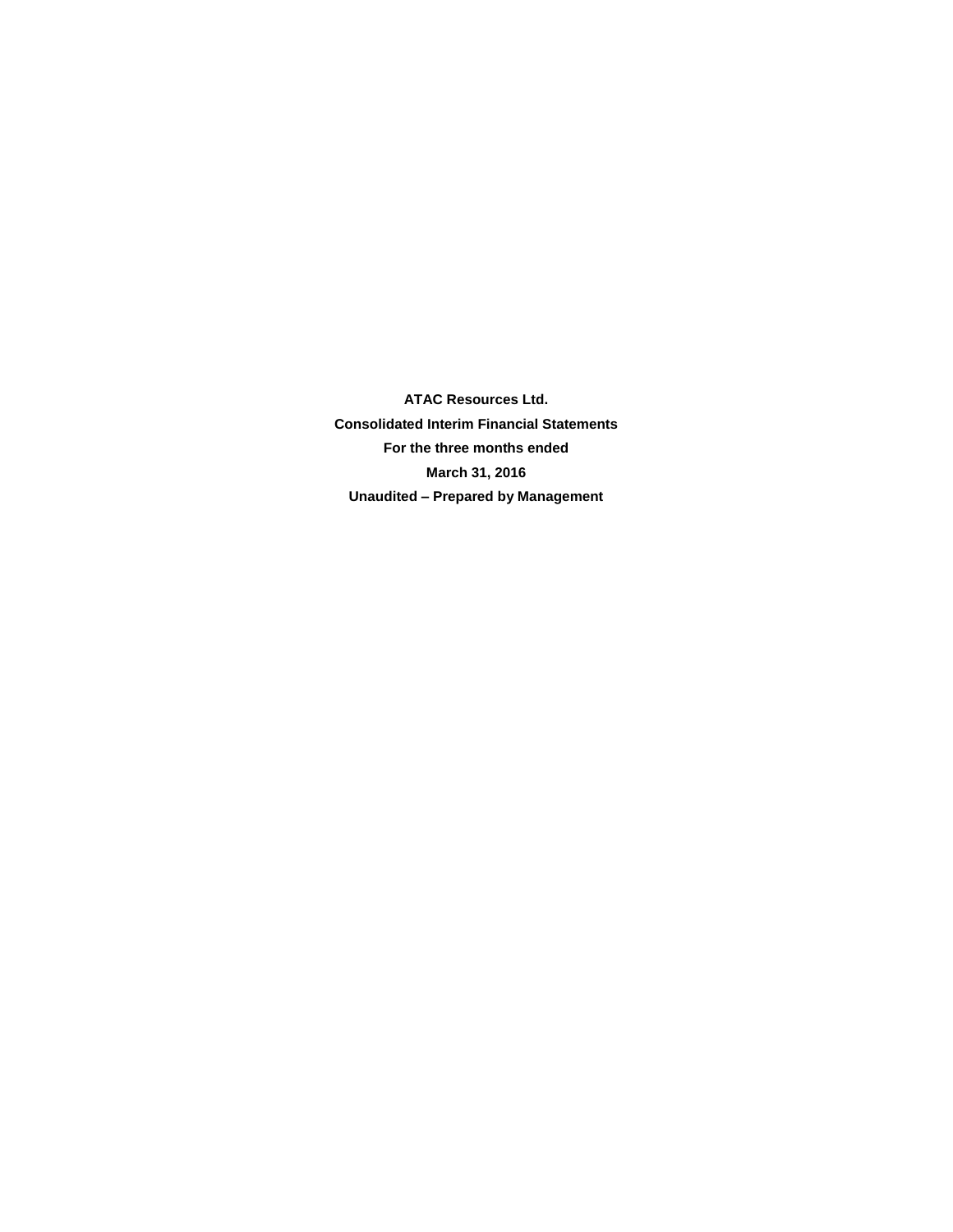**ATAC Resources Ltd.**

**Consolidated Interim Financial Statements**

**For the three months ended**

**March 31, 2016**

**Unaudited – Prepared by Management**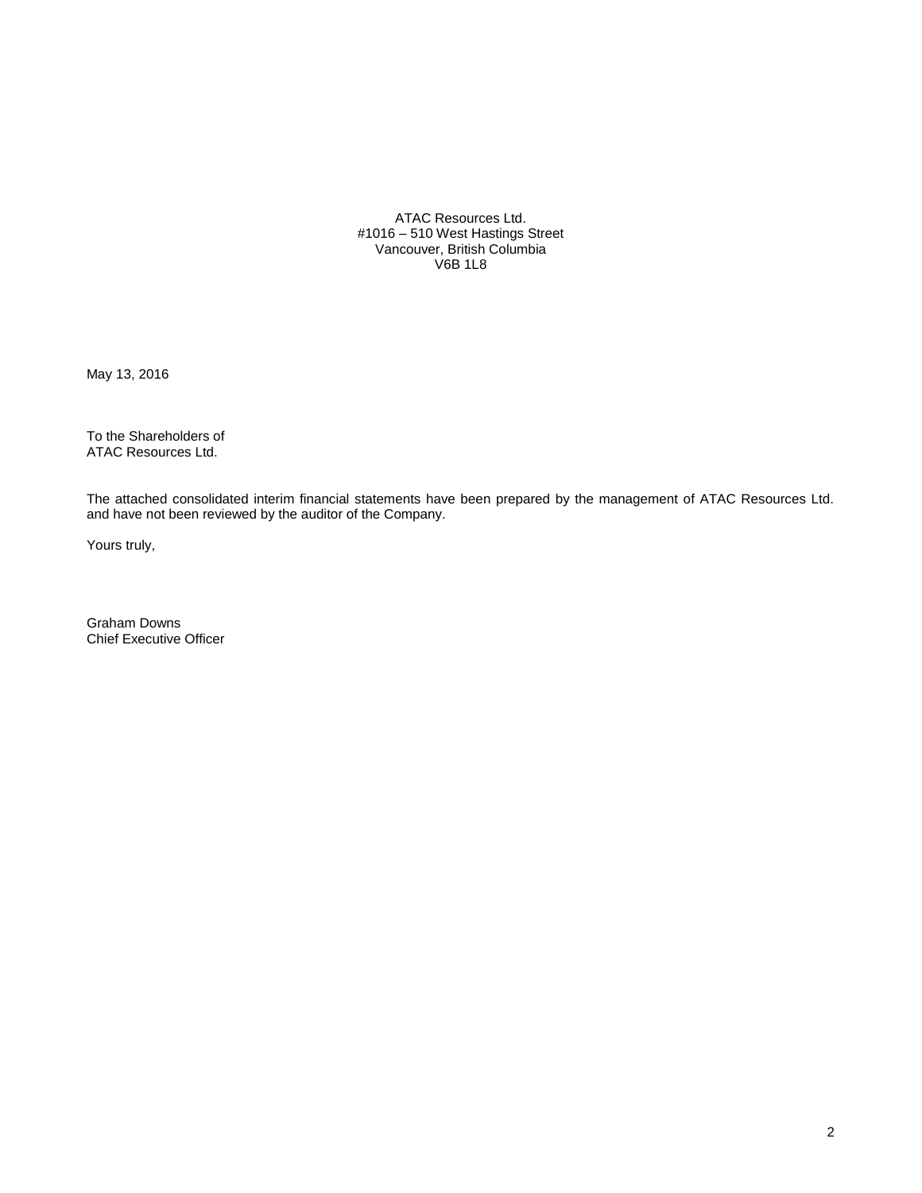ATAC Resources Ltd.
#1016 – 510 West Hastings Street
Vancouver, British Columbia
V6B 1L8

May 13, 2016

To the Shareholders of
ATAC Resources Ltd.

The attached consolidated interim financial statements have been prepared by the management of ATAC Resources Ltd. and have not been reviewed by the auditor of the Company.

Yours truly,

Graham Downs
Chief Executive Officer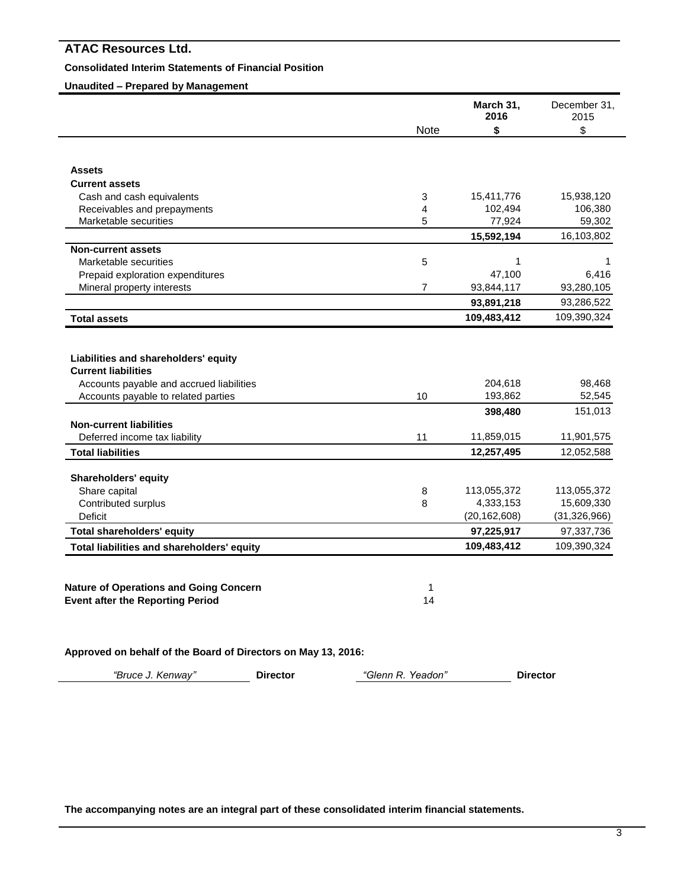# ATAC Resources Ltd.

**Consolidated Interim Statements of Financial Position**

**Unaudited – Prepared by Management**

| | Note | **March 31, 2016** | December 31, 2015 |
|---|---|---|---|
| | | **$** | $ |
| **Assets** | | | |
| **Current assets** | | | |
| Cash and cash equivalents | 3 | 15,411,776 | 15,938,120 |
| Receivables and prepayments | 4 | 102,494 | 106,380 |
| Marketable securities | 5 | 77,924 | 59,302 |
| | | **15,592,194** | 16,103,802 |
| **Non-current assets** | | | |
| Marketable securities | 5 | 1 | 1 |
| Prepaid exploration expenditures | | 47,100 | 6,416 |
| Mineral property interests | 7 | 93,844,117 | 93,280,105 |
| | | **93,891,218** | 93,286,522 |
| **Total assets** | | **109,483,412** | 109,390,324 |
| | | | |
| **Liabilities and shareholders' equity** | | | |
| **Current liabilities** | | | |
| Accounts payable and accrued liabilities | | 204,618 | 98,468 |
| Accounts payable to related parties | 10 | 193,862 | 52,545 |
| | | **398,480** | 151,013 |
| **Non-current liabilities** | | | |
| Deferred income tax liability | 11 | 11,859,015 | 11,901,575 |
| **Total liabilities** | | **12,257,495** | 12,052,588 |
| | | | |
| **Shareholders' equity** | | | |
| Share capital | 8 | 113,055,372 | 113,055,372 |
| Contributed surplus | 8 | 4,333,153 | 15,609,330 |
| Deficit | | (20,162,608) | (31,326,966) |
| **Total shareholders' equity** | | **97,225,917** | 97,337,736 |
| **Total liabilities and shareholders' equity** | | **109,483,412** | 109,390,324 |

**Nature of Operations and Going Concern** 1
**Event after the Reporting Period** 14

**Approved on behalf of the Board of Directors on May 13, 2016:**

*"Bruce J. Kenway"* **Director** *"Glenn R. Yeadon"* **Director**

**The accompanying notes are an integral part of these consolidated interim financial statements.**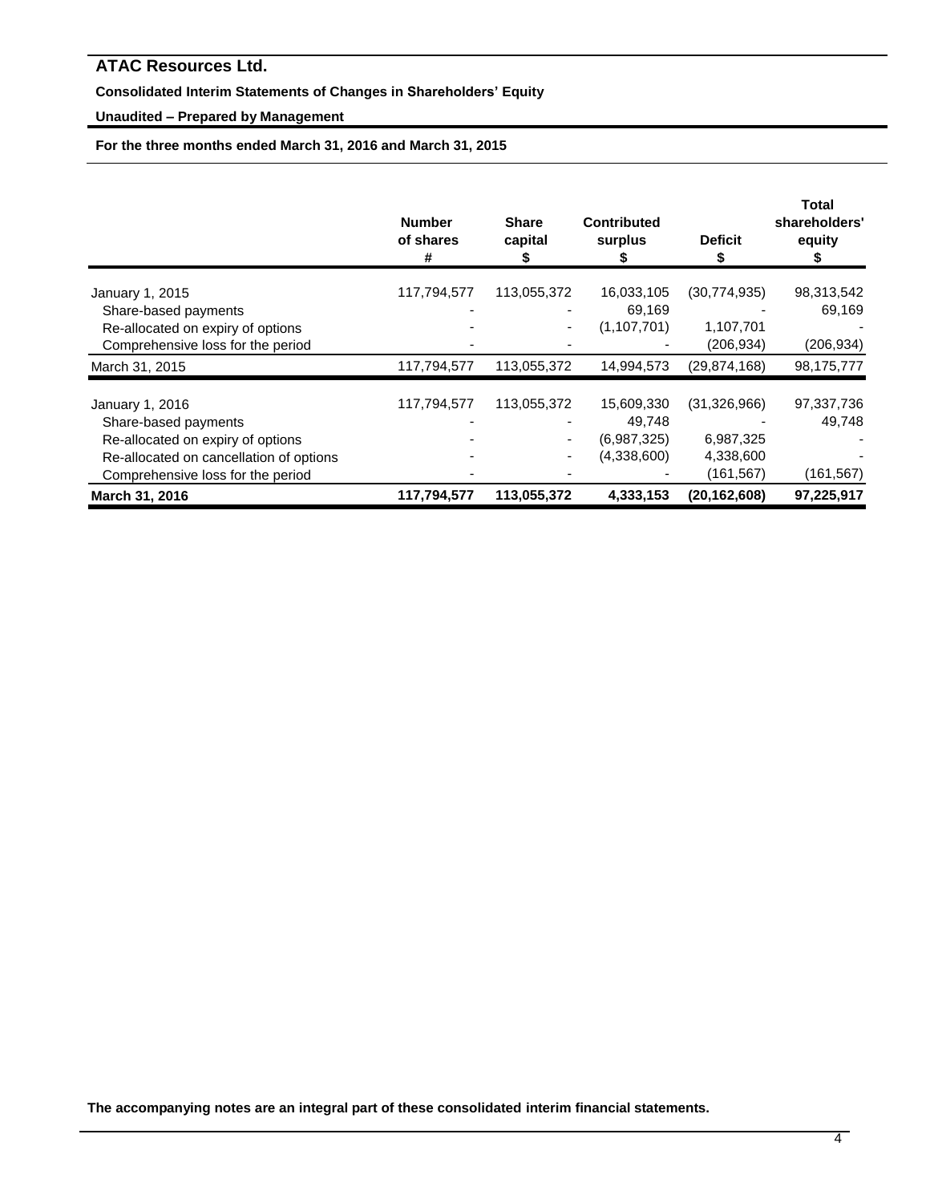# ATAC Resources Ltd.

**Consolidated Interim Statements of Changes in Shareholders' Equity**

**Unaudited – Prepared by Management**

**For the three months ended March 31, 2016 and March 31, 2015**

| | Number of shares # | Share capital $ | Contributed surplus $ | Deficit $ | Total shareholders' equity $ |
|---|---|---|---|---|---|
| January 1, 2015 | 117,794,577 | 113,055,372 | 16,033,105 | (30,774,935) | 98,313,542 |
| Share-based payments | - | - | 69,169 | - | 69,169 |
| Re-allocated on expiry of options | - | - | (1,107,701) | 1,107,701 | - |
| Comprehensive loss for the period | - | - | - | (206,934) | (206,934) |
| March 31, 2015 | 117,794,577 | 113,055,372 | 14,994,573 | (29,874,168) | 98,175,777 |
| January 1, 2016 | 117,794,577 | 113,055,372 | 15,609,330 | (31,326,966) | 97,337,736 |
| Share-based payments | - | - | 49,748 | - | 49,748 |
| Re-allocated on expiry of options | - | - | (6,987,325) | 6,987,325 | - |
| Re-allocated on cancellation of options | - | - | (4,338,600) | 4,338,600 | - |
| Comprehensive loss for the period | - | - | - | (161,567) | (161,567) |
| **March 31, 2016** | **117,794,577** | **113,055,372** | **4,333,153** | **(20,162,608)** | **97,225,917** |

**The accompanying notes are an integral part of these consolidated interim financial statements.**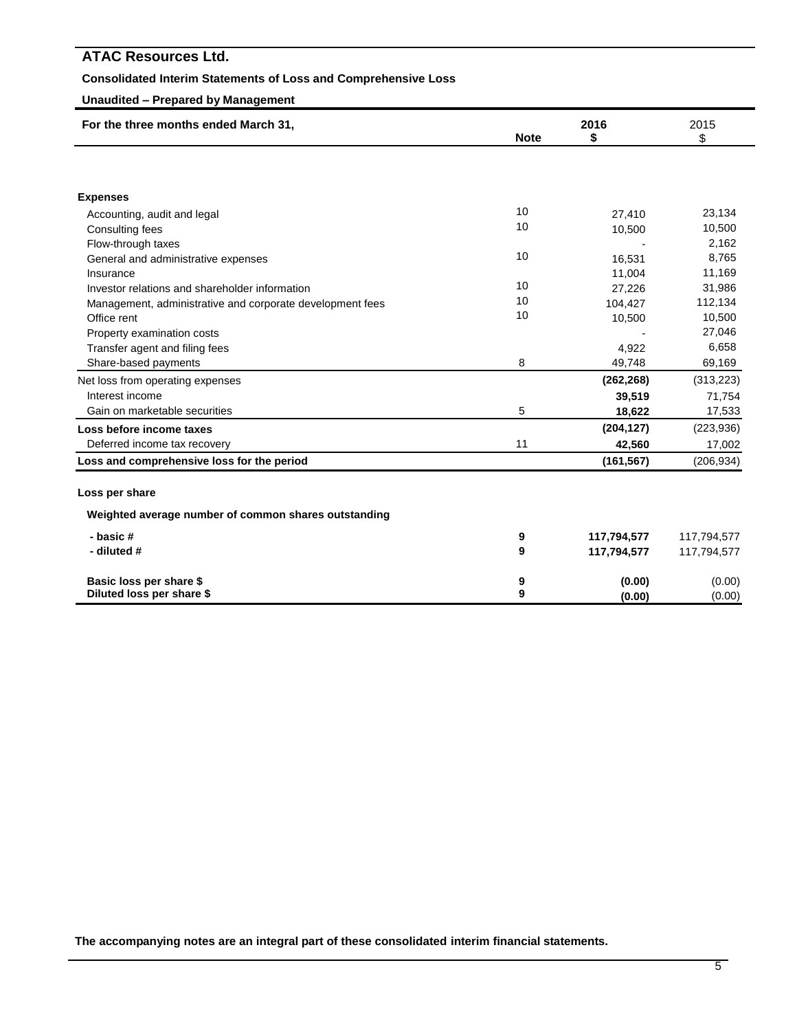# ATAC Resources Ltd.

**Consolidated Interim Statements of Loss and Comprehensive Loss**

**Unaudited – Prepared by Management**

| For the three months ended March 31, | Note | 2016 $ | 2015 $ |
|---|---|---|---|
| **Expenses** | | | |
| Accounting, audit and legal | 10 | 27,410 | 23,134 |
| Consulting fees | 10 | 10,500 | 10,500 |
| Flow-through taxes | | - | 2,162 |
| General and administrative expenses | 10 | 16,531 | 8,765 |
| Insurance | | 11,004 | 11,169 |
| Investor relations and shareholder information | 10 | 27,226 | 31,986 |
| Management, administrative and corporate development fees | 10 | 104,427 | 112,134 |
| Office rent | 10 | 10,500 | 10,500 |
| Property examination costs | | - | 27,046 |
| Transfer agent and filing fees | | 4,922 | 6,658 |
| Share-based payments | 8 | 49,748 | 69,169 |
| Net loss from operating expenses | | **(262,268)** | (313,223) |
| Interest income | | **39,519** | 71,754 |
| Gain on marketable securities | 5 | **18,622** | 17,533 |
| **Loss before income taxes** | | **(204,127)** | (223,936) |
| Deferred income tax recovery | 11 | **42,560** | 17,002 |
| **Loss and comprehensive loss for the period** | | **(161,567)** | (206,934) |
| **Loss per share** | | | |
| **Weighted average number of common shares outstanding** | | | |
| **- basic #** | **9** | **117,794,577** | 117,794,577 |
| **- diluted #** | **9** | **117,794,577** | 117,794,577 |
| **Basic loss per share $** | **9** | **(0.00)** | (0.00) |
| **Diluted loss per share $** | **9** | **(0.00)** | (0.00) |

**The accompanying notes are an integral part of these consolidated interim financial statements.**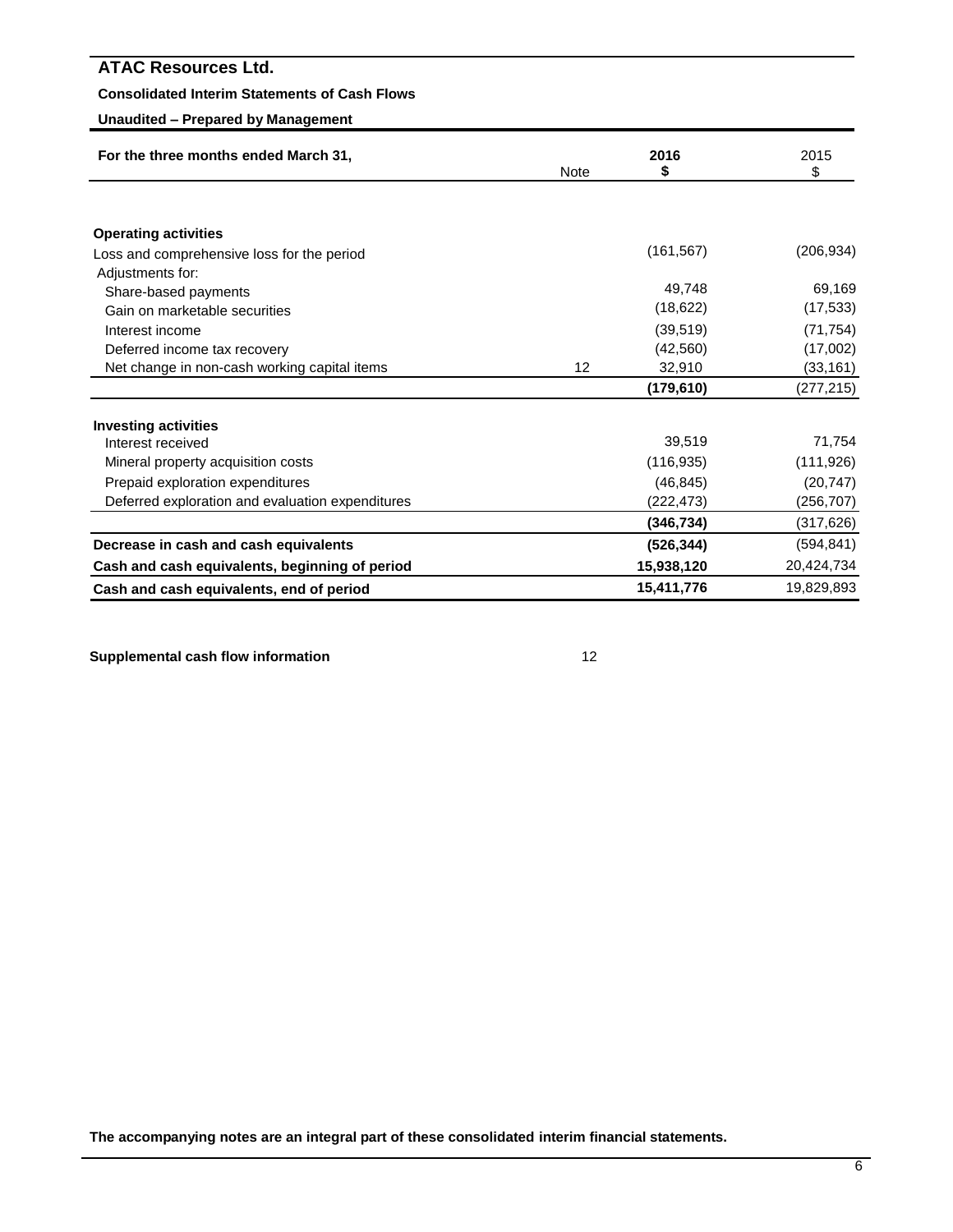# ATAC Resources Ltd.

**Consolidated Interim Statements of Cash Flows**

**Unaudited – Prepared by Management**

| For the three months ended March 31, | Note | 2016 $ | 2015 $ |
|---|---|---|---|
| **Operating activities** | | | |
| Loss and comprehensive loss for the period | | (161,567) | (206,934) |
| Adjustments for: | | | |
| Share-based payments | | 49,748 | 69,169 |
| Gain on marketable securities | | (18,622) | (17,533) |
| Interest income | | (39,519) | (71,754) |
| Deferred income tax recovery | | (42,560) | (17,002) |
| Net change in non-cash working capital items | 12 | 32,910 | (33,161) |
| | | **(179,610)** | (277,215) |
| **Investing activities** | | | |
| Interest received | | 39,519 | 71,754 |
| Mineral property acquisition costs | | (116,935) | (111,926) |
| Prepaid exploration expenditures | | (46,845) | (20,747) |
| Deferred exploration and evaluation expenditures | | (222,473) | (256,707) |
| | | **(346,734)** | (317,626) |
| **Decrease in cash and cash equivalents** | | **(526,344)** | (594,841) |
| **Cash and cash equivalents, beginning of period** | | **15,938,120** | 20,424,734 |
| **Cash and cash equivalents, end of period** | | **15,411,776** | 19,829,893 |

**Supplemental cash flow information** 12

**The accompanying notes are an integral part of these consolidated interim financial statements.**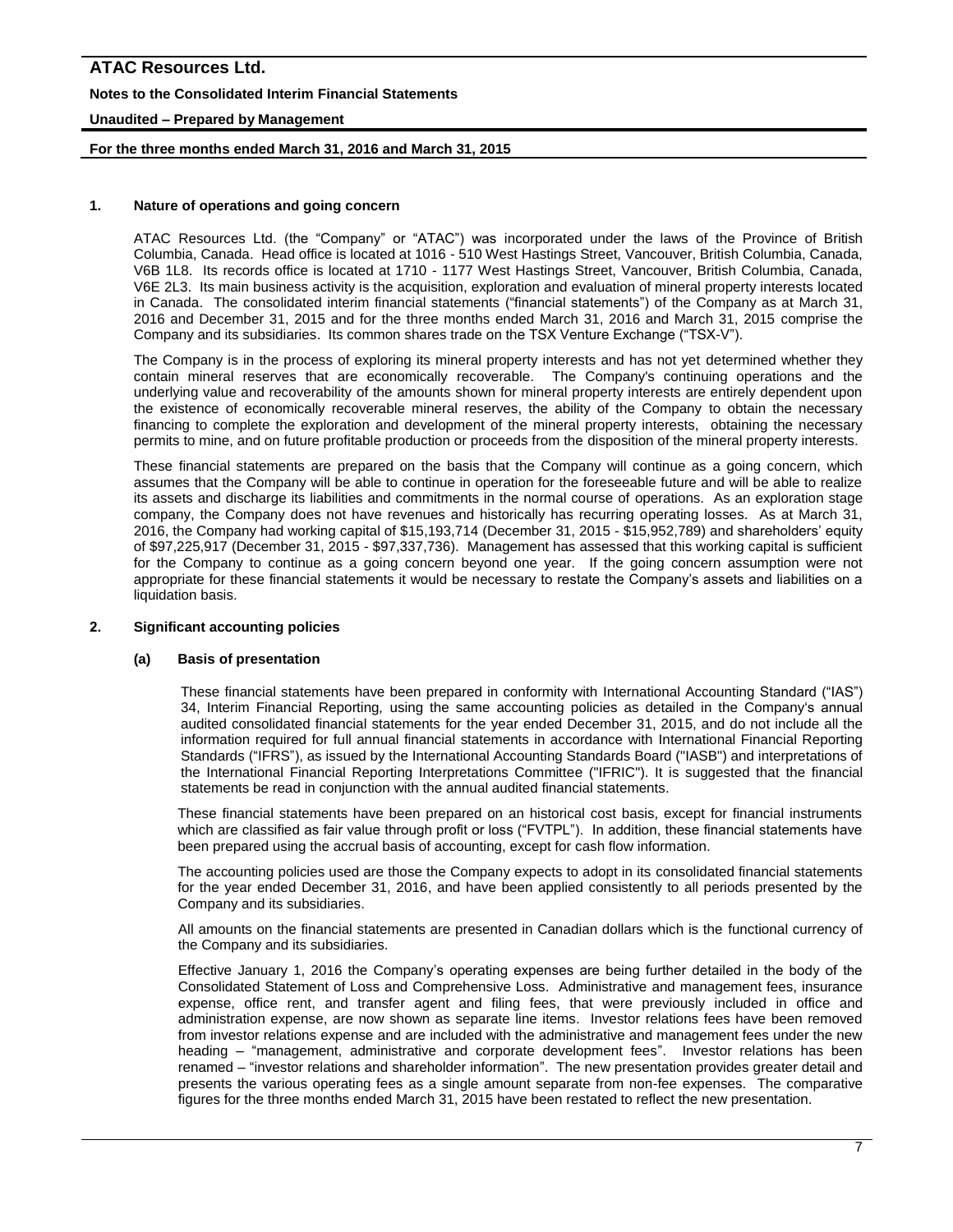## 1. Nature of operations and going concern

ATAC Resources Ltd. (the "Company" or "ATAC") was incorporated under the laws of the Province of British Columbia, Canada. Head office is located at 1016 - 510 West Hastings Street, Vancouver, British Columbia, Canada, V6B 1L8. Its records office is located at 1710 - 1177 West Hastings Street, Vancouver, British Columbia, Canada, V6E 2L3. Its main business activity is the acquisition, exploration and evaluation of mineral property interests located in Canada. The consolidated interim financial statements ("financial statements") of the Company as at March 31, 2016 and December 31, 2015 and for the three months ended March 31, 2016 and March 31, 2015 comprise the Company and its subsidiaries. Its common shares trade on the TSX Venture Exchange ("TSX-V").

The Company is in the process of exploring its mineral property interests and has not yet determined whether they contain mineral reserves that are economically recoverable. The Company's continuing operations and the underlying value and recoverability of the amounts shown for mineral property interests are entirely dependent upon the existence of economically recoverable mineral reserves, the ability of the Company to obtain the necessary financing to complete the exploration and development of the mineral property interests, obtaining the necessary permits to mine, and on future profitable production or proceeds from the disposition of the mineral property interests.

These financial statements are prepared on the basis that the Company will continue as a going concern, which assumes that the Company will be able to continue in operation for the foreseeable future and will be able to realize its assets and discharge its liabilities and commitments in the normal course of operations. As an exploration stage company, the Company does not have revenues and historically has recurring operating losses. As at March 31, 2016, the Company had working capital of $15,193,714 (December 31, 2015 - $15,952,789) and shareholders' equity of $97,225,917 (December 31, 2015 - $97,337,736). Management has assessed that this working capital is sufficient for the Company to continue as a going concern beyond one year. If the going concern assumption were not appropriate for these financial statements it would be necessary to restate the Company's assets and liabilities on a liquidation basis.

## 2. Significant accounting policies

### (a) Basis of presentation

These financial statements have been prepared in conformity with International Accounting Standard ("IAS") 34, Interim Financial Reporting*,* using the same accounting policies as detailed in the Company's annual audited consolidated financial statements for the year ended December 31, 2015, and do not include all the information required for full annual financial statements in accordance with International Financial Reporting Standards ("IFRS"), as issued by the International Accounting Standards Board ("IASB") and interpretations of the International Financial Reporting Interpretations Committee ("IFRIC"). It is suggested that the financial statements be read in conjunction with the annual audited financial statements.

These financial statements have been prepared on an historical cost basis, except for financial instruments which are classified as fair value through profit or loss ("FVTPL"). In addition, these financial statements have been prepared using the accrual basis of accounting, except for cash flow information.

The accounting policies used are those the Company expects to adopt in its consolidated financial statements for the year ended December 31, 2016, and have been applied consistently to all periods presented by the Company and its subsidiaries.

All amounts on the financial statements are presented in Canadian dollars which is the functional currency of the Company and its subsidiaries.

Effective January 1, 2016 the Company's operating expenses are being further detailed in the body of the Consolidated Statement of Loss and Comprehensive Loss. Administrative and management fees, insurance expense, office rent, and transfer agent and filing fees, that were previously included in office and administration expense, are now shown as separate line items. Investor relations fees have been removed from investor relations expense and are included with the administrative and management fees under the new heading – "management, administrative and corporate development fees". Investor relations has been renamed – "investor relations and shareholder information". The new presentation provides greater detail and presents the various operating fees as a single amount separate from non-fee expenses. The comparative figures for the three months ended March 31, 2015 have been restated to reflect the new presentation.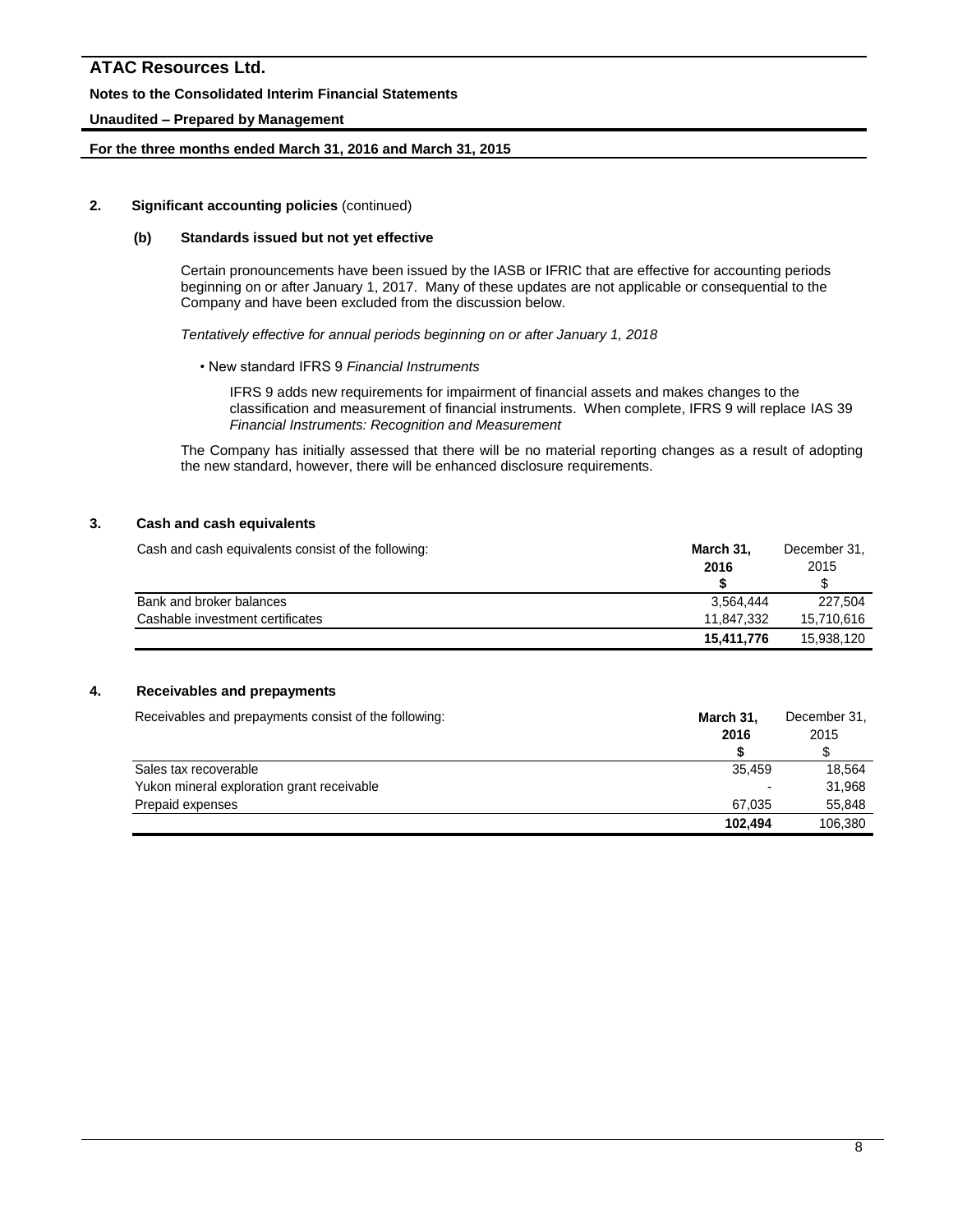## 2. Significant accounting policies (continued)

### (b) Standards issued but not yet effective

Certain pronouncements have been issued by the IASB or IFRIC that are effective for accounting periods beginning on or after January 1, 2017. Many of these updates are not applicable or consequential to the Company and have been excluded from the discussion below.

*Tentatively effective for annual periods beginning on or after January 1, 2018*

- New standard IFRS 9 *Financial Instruments*

  IFRS 9 adds new requirements for impairment of financial assets and makes changes to the classification and measurement of financial instruments. When complete, IFRS 9 will replace IAS 39 *Financial Instruments: Recognition and Measurement*

The Company has initially assessed that there will be no material reporting changes as a result of adopting the new standard, however, there will be enhanced disclosure requirements.

## 3. Cash and cash equivalents

Cash and cash equivalents consist of the following:

| | **March 31, 2016 $** | December 31, 2015 $ |
|---|---|---|
| Bank and broker balances | 3,564,444 | 227,504 |
| Cashable investment certificates | 11,847,332 | 15,710,616 |
| | **15,411,776** | 15,938,120 |

## 4. Receivables and prepayments

Receivables and prepayments consist of the following:

| | **March 31, 2016 $** | December 31, 2015 $ |
|---|---|---|
| Sales tax recoverable | 35,459 | 18,564 |
| Yukon mineral exploration grant receivable | - | 31,968 |
| Prepaid expenses | 67,035 | 55,848 |
| | **102,494** | 106,380 |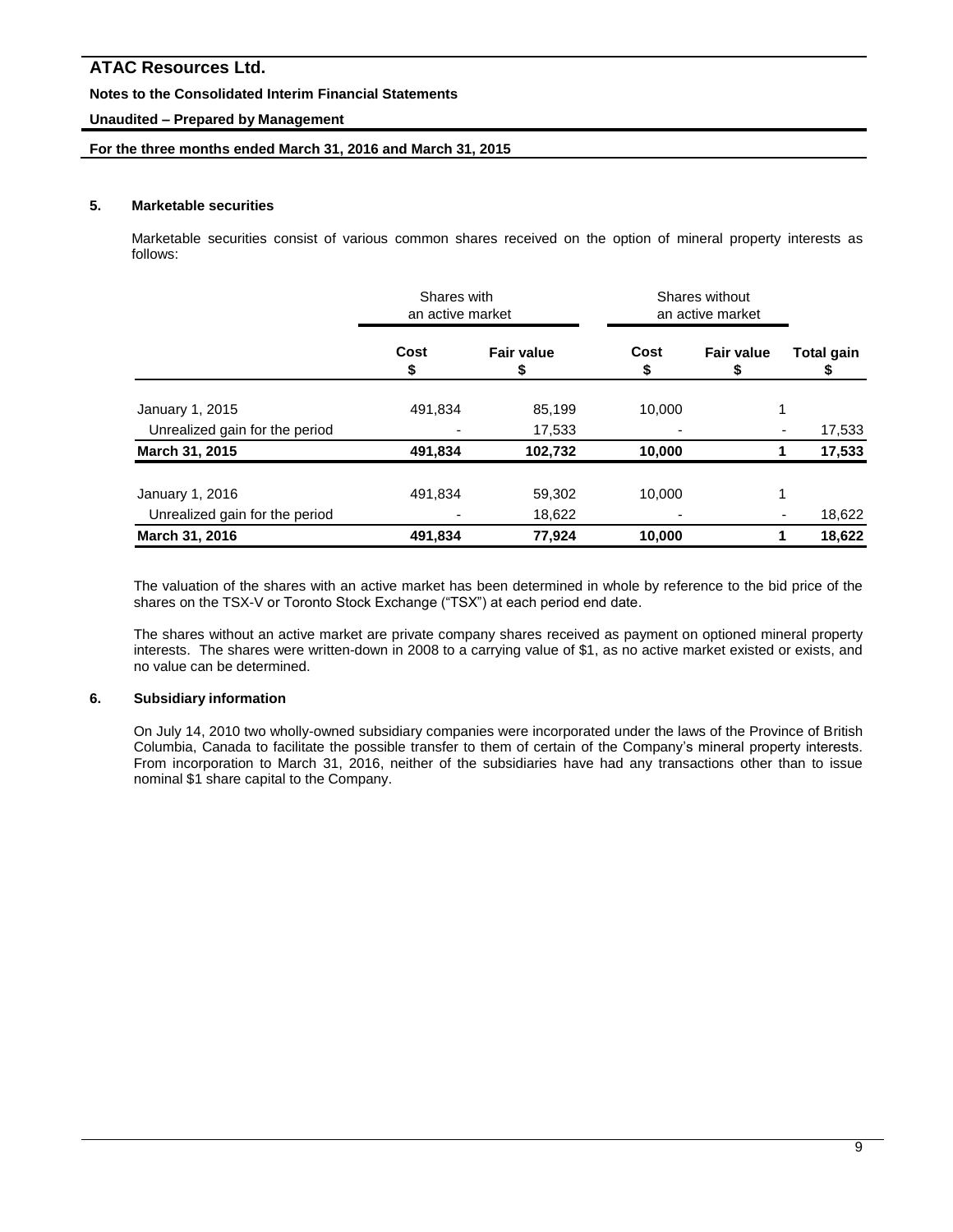## 5. Marketable securities

Marketable securities consist of various common shares received on the option of mineral property interests as follows:

| | Shares with an active market | | Shares without an active market | | |
|---|---|---|---|---|---|
| | Cost<br>$ | Fair value<br>$ | Cost<br>$ | Fair value<br>$ | Total gain<br>$ |
| January 1, 2015 | 491,834 | 85,199 | 10,000 | 1 | |
| Unrealized gain for the period | - | 17,533 | - | - | 17,533 |
| **March 31, 2015** | **491,834** | **102,732** | **10,000** | **1** | **17,533** |
| January 1, 2016 | 491,834 | 59,302 | 10,000 | 1 | |
| Unrealized gain for the period | - | 18,622 | - | - | 18,622 |
| **March 31, 2016** | **491,834** | **77,924** | **10,000** | **1** | **18,622** |

The valuation of the shares with an active market has been determined in whole by reference to the bid price of the shares on the TSX-V or Toronto Stock Exchange ("TSX") at each period end date.

The shares without an active market are private company shares received as payment on optioned mineral property interests. The shares were written-down in 2008 to a carrying value of $1, as no active market existed or exists, and no value can be determined.

## 6. Subsidiary information

On July 14, 2010 two wholly-owned subsidiary companies were incorporated under the laws of the Province of British Columbia, Canada to facilitate the possible transfer to them of certain of the Company's mineral property interests. From incorporation to March 31, 2016, neither of the subsidiaries have had any transactions other than to issue nominal $1 share capital to the Company.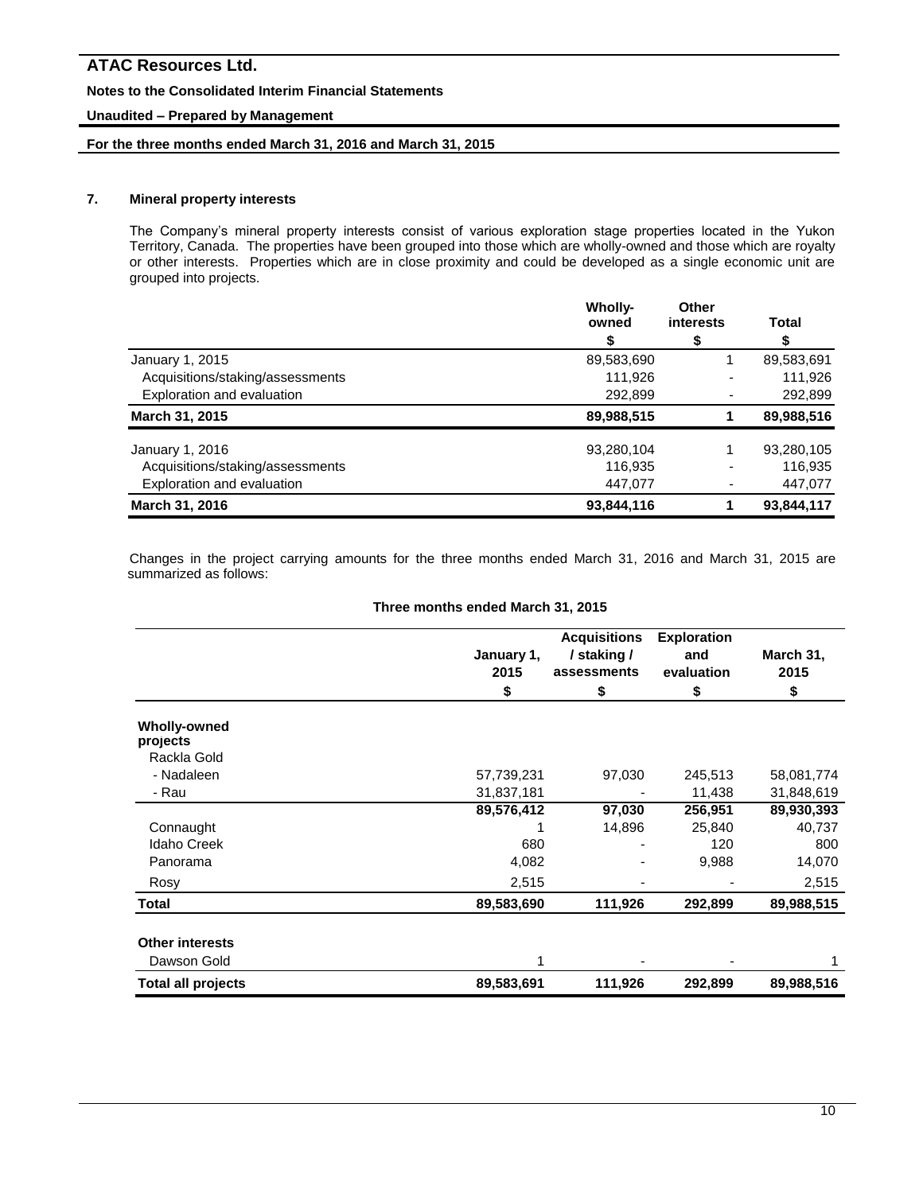### 7. Mineral property interests

The Company's mineral property interests consist of various exploration stage properties located in the Yukon Territory, Canada. The properties have been grouped into those which are wholly-owned and those which are royalty or other interests. Properties which are in close proximity and could be developed as a single economic unit are grouped into projects.

| | Wholly-owned | Other interests | Total |
|---|---|---|---|
| | $ | $ | $ |
| January 1, 2015 | 89,583,690 | 1 | 89,583,691 |
| Acquisitions/staking/assessments | 111,926 | - | 111,926 |
| Exploration and evaluation | 292,899 | - | 292,899 |
| **March 31, 2015** | **89,988,515** | **1** | **89,988,516** |
| January 1, 2016 | 93,280,104 | 1 | 93,280,105 |
| Acquisitions/staking/assessments | 116,935 | - | 116,935 |
| Exploration and evaluation | 447,077 | - | 447,077 |
| **March 31, 2016** | **93,844,116** | **1** | **93,844,117** |

Changes in the project carrying amounts for the three months ended March 31, 2016 and March 31, 2015 are summarized as follows:

**Three months ended March 31, 2015**

| | January 1, 2015 | Acquisitions / staking / assessments | Exploration and evaluation | March 31, 2015 |
|---|---|---|---|---|
| | $ | $ | $ | $ |
| **Wholly-owned projects** | | | | |
| Rackla Gold | | | | |
| - Nadaleen | 57,739,231 | 97,030 | 245,513 | 58,081,774 |
| - Rau | 31,837,181 | - | 11,438 | 31,848,619 |
| | **89,576,412** | **97,030** | **256,951** | **89,930,393** |
| Connaught | 1 | 14,896 | 25,840 | 40,737 |
| Idaho Creek | 680 | - | 120 | 800 |
| Panorama | 4,082 | - | 9,988 | 14,070 |
| Rosy | 2,515 | - | - | 2,515 |
| **Total** | **89,583,690** | **111,926** | **292,899** | **89,988,515** |
| **Other interests** | | | | |
| Dawson Gold | 1 | - | - | 1 |
| **Total all projects** | **89,583,691** | **111,926** | **292,899** | **89,988,516** |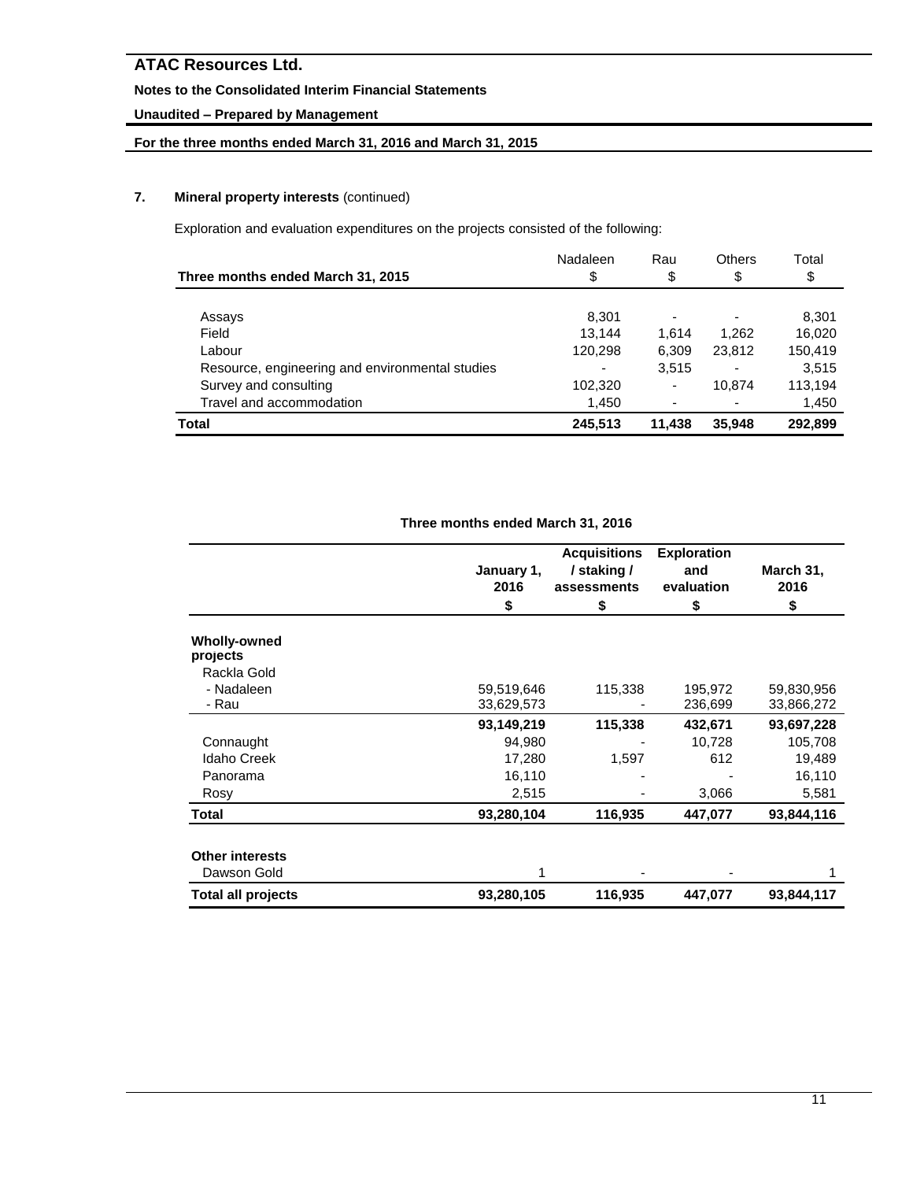### 7. Mineral property interests (continued)

Exploration and evaluation expenditures on the projects consisted of the following:

| Three months ended March 31, 2015 | Nadaleen<br>$ | Rau<br>$ | Others<br>$ | Total<br>$ |
|---|---|---|---|---|
| Assays | 8,301 | - | - | 8,301 |
| Field | 13,144 | 1,614 | 1,262 | 16,020 |
| Labour | 120,298 | 6,309 | 23,812 | 150,419 |
| Resource, engineering and environmental studies | - | 3,515 | - | 3,515 |
| Survey and consulting | 102,320 | - | 10,874 | 113,194 |
| Travel and accommodation | 1,450 | - | - | 1,450 |
| **Total** | **245,513** | **11,438** | **35,948** | **292,899** |

**Three months ended March 31, 2016**

| | January 1, 2016<br>$ | Acquisitions / staking / assessments<br>$ | Exploration and evaluation<br>$ | March 31, 2016<br>$ |
|---|---|---|---|---|
| **Wholly-owned projects** | | | | |
| Rackla Gold | | | | |
| - Nadaleen | 59,519,646 | 115,338 | 195,972 | 59,830,956 |
| - Rau | 33,629,573 | - | 236,699 | 33,866,272 |
| | **93,149,219** | **115,338** | **432,671** | **93,697,228** |
| Connaught | 94,980 | - | 10,728 | 105,708 |
| Idaho Creek | 17,280 | 1,597 | 612 | 19,489 |
| Panorama | 16,110 | - | - | 16,110 |
| Rosy | 2,515 | - | 3,066 | 5,581 |
| **Total** | **93,280,104** | **116,935** | **447,077** | **93,844,116** |
| **Other interests** | | | | |
| Dawson Gold | 1 | - | - | 1 |
| **Total all projects** | **93,280,105** | **116,935** | **447,077** | **93,844,117** |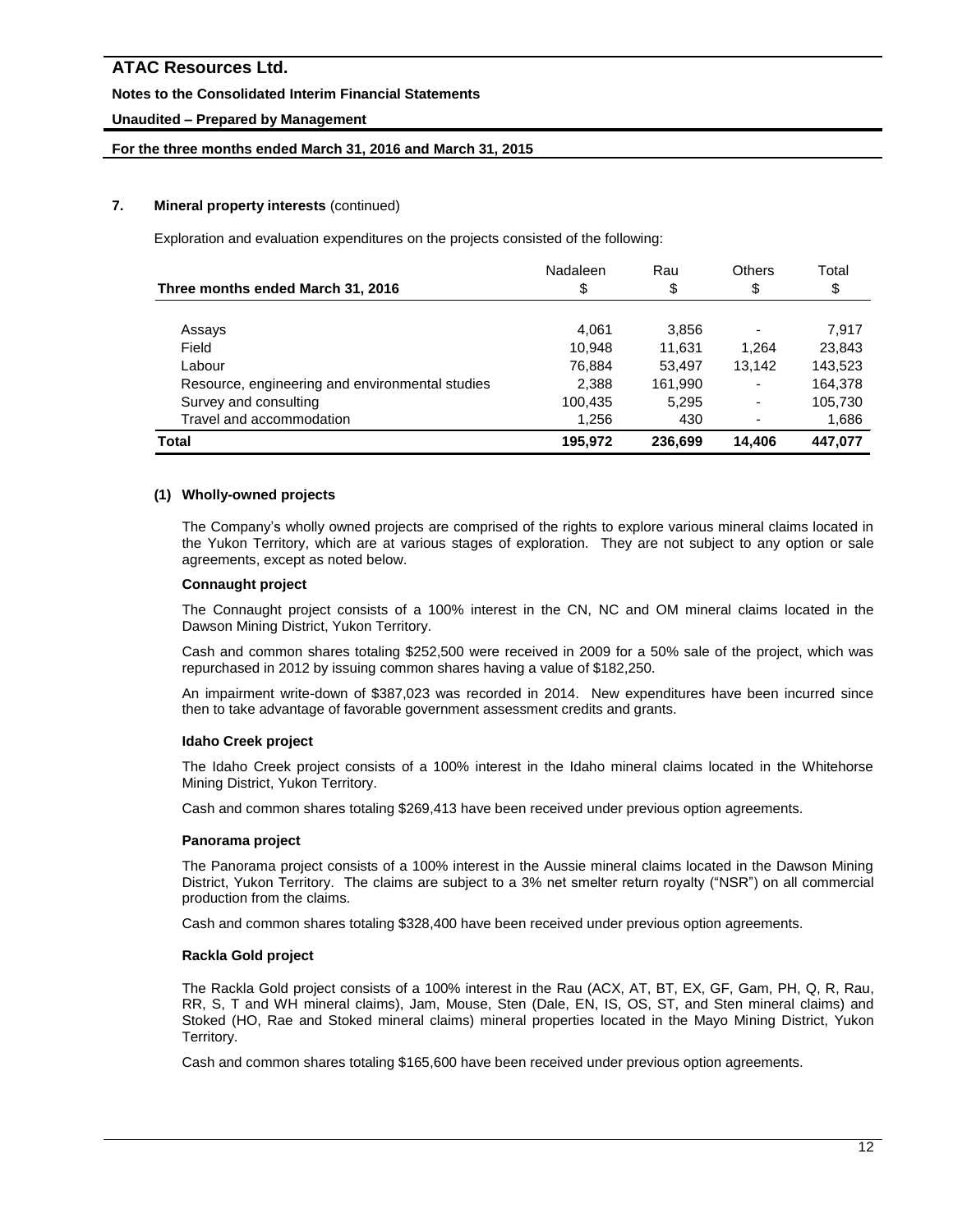## 7. Mineral property interests (continued)

Exploration and evaluation expenditures on the projects consisted of the following:

| Three months ended March 31, 2016 | Nadaleen $ | Rau $ | Others $ | Total $ |
|---|---|---|---|---|
| Assays | 4,061 | 3,856 | - | 7,917 |
| Field | 10,948 | 11,631 | 1,264 | 23,843 |
| Labour | 76,884 | 53,497 | 13,142 | 143,523 |
| Resource, engineering and environmental studies | 2,388 | 161,990 | - | 164,378 |
| Survey and consulting | 100,435 | 5,295 | - | 105,730 |
| Travel and accommodation | 1,256 | 430 | - | 1,686 |
| **Total** | **195,972** | **236,699** | **14,406** | **447,077** |

### (1) Wholly-owned projects

The Company's wholly owned projects are comprised of the rights to explore various mineral claims located in the Yukon Territory, which are at various stages of exploration. They are not subject to any option or sale agreements, except as noted below.

**Connaught project**

The Connaught project consists of a 100% interest in the CN, NC and OM mineral claims located in the Dawson Mining District, Yukon Territory.

Cash and common shares totaling $252,500 were received in 2009 for a 50% sale of the project, which was repurchased in 2012 by issuing common shares having a value of $182,250.

An impairment write-down of $387,023 was recorded in 2014. New expenditures have been incurred since then to take advantage of favorable government assessment credits and grants.

**Idaho Creek project**

The Idaho Creek project consists of a 100% interest in the Idaho mineral claims located in the Whitehorse Mining District, Yukon Territory.

Cash and common shares totaling $269,413 have been received under previous option agreements.

**Panorama project**

The Panorama project consists of a 100% interest in the Aussie mineral claims located in the Dawson Mining District, Yukon Territory. The claims are subject to a 3% net smelter return royalty ("NSR") on all commercial production from the claims.

Cash and common shares totaling $328,400 have been received under previous option agreements.

**Rackla Gold project**

The Rackla Gold project consists of a 100% interest in the Rau (ACX, AT, BT, EX, GF, Gam, PH, Q, R, Rau, RR, S, T and WH mineral claims), Jam, Mouse, Sten (Dale, EN, IS, OS, ST, and Sten mineral claims) and Stoked (HO, Rae and Stoked mineral claims) mineral properties located in the Mayo Mining District, Yukon Territory.

Cash and common shares totaling $165,600 have been received under previous option agreements.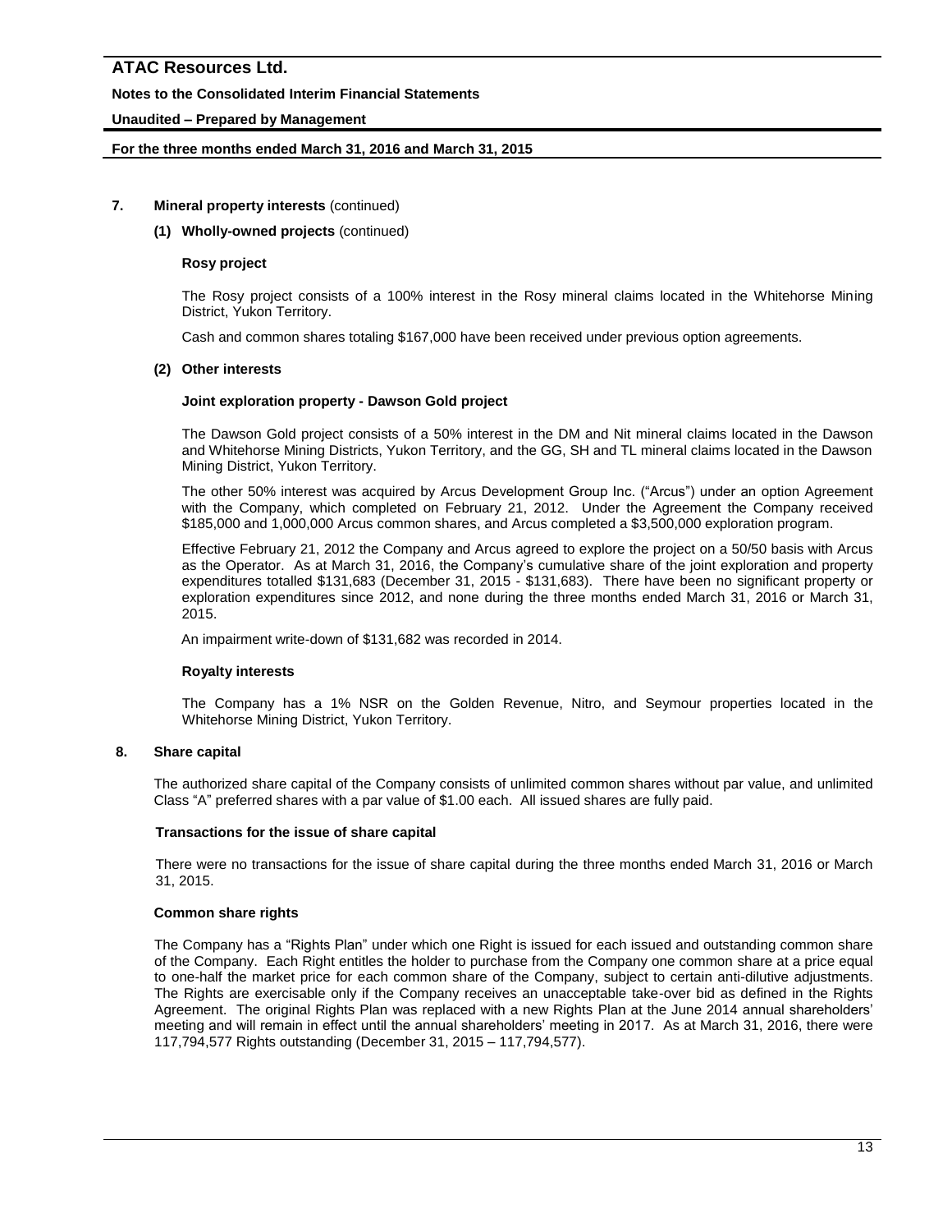## 7. Mineral property interests (continued)

### (1) Wholly-owned projects (continued)

**Rosy project**

The Rosy project consists of a 100% interest in the Rosy mineral claims located in the Whitehorse Mining District, Yukon Territory.

Cash and common shares totaling $167,000 have been received under previous option agreements.

### (2) Other interests

**Joint exploration property - Dawson Gold project**

The Dawson Gold project consists of a 50% interest in the DM and Nit mineral claims located in the Dawson and Whitehorse Mining Districts, Yukon Territory, and the GG, SH and TL mineral claims located in the Dawson Mining District, Yukon Territory.

The other 50% interest was acquired by Arcus Development Group Inc. ("Arcus") under an option Agreement with the Company, which completed on February 21, 2012. Under the Agreement the Company received $185,000 and 1,000,000 Arcus common shares, and Arcus completed a $3,500,000 exploration program.

Effective February 21, 2012 the Company and Arcus agreed to explore the project on a 50/50 basis with Arcus as the Operator. As at March 31, 2016, the Company's cumulative share of the joint exploration and property expenditures totalled $131,683 (December 31, 2015 - $131,683). There have been no significant property or exploration expenditures since 2012, and none during the three months ended March 31, 2016 or March 31, 2015.

An impairment write-down of $131,682 was recorded in 2014.

**Royalty interests**

The Company has a 1% NSR on the Golden Revenue, Nitro, and Seymour properties located in the Whitehorse Mining District, Yukon Territory.

## 8. Share capital

The authorized share capital of the Company consists of unlimited common shares without par value, and unlimited Class "A" preferred shares with a par value of $1.00 each. All issued shares are fully paid.

**Transactions for the issue of share capital**

There were no transactions for the issue of share capital during the three months ended March 31, 2016 or March 31, 2015.

**Common share rights**

The Company has a "Rights Plan" under which one Right is issued for each issued and outstanding common share of the Company. Each Right entitles the holder to purchase from the Company one common share at a price equal to one-half the market price for each common share of the Company, subject to certain anti-dilutive adjustments. The Rights are exercisable only if the Company receives an unacceptable take-over bid as defined in the Rights Agreement. The original Rights Plan was replaced with a new Rights Plan at the June 2014 annual shareholders' meeting and will remain in effect until the annual shareholders' meeting in 2017. As at March 31, 2016, there were 117,794,577 Rights outstanding (December 31, 2015 – 117,794,577).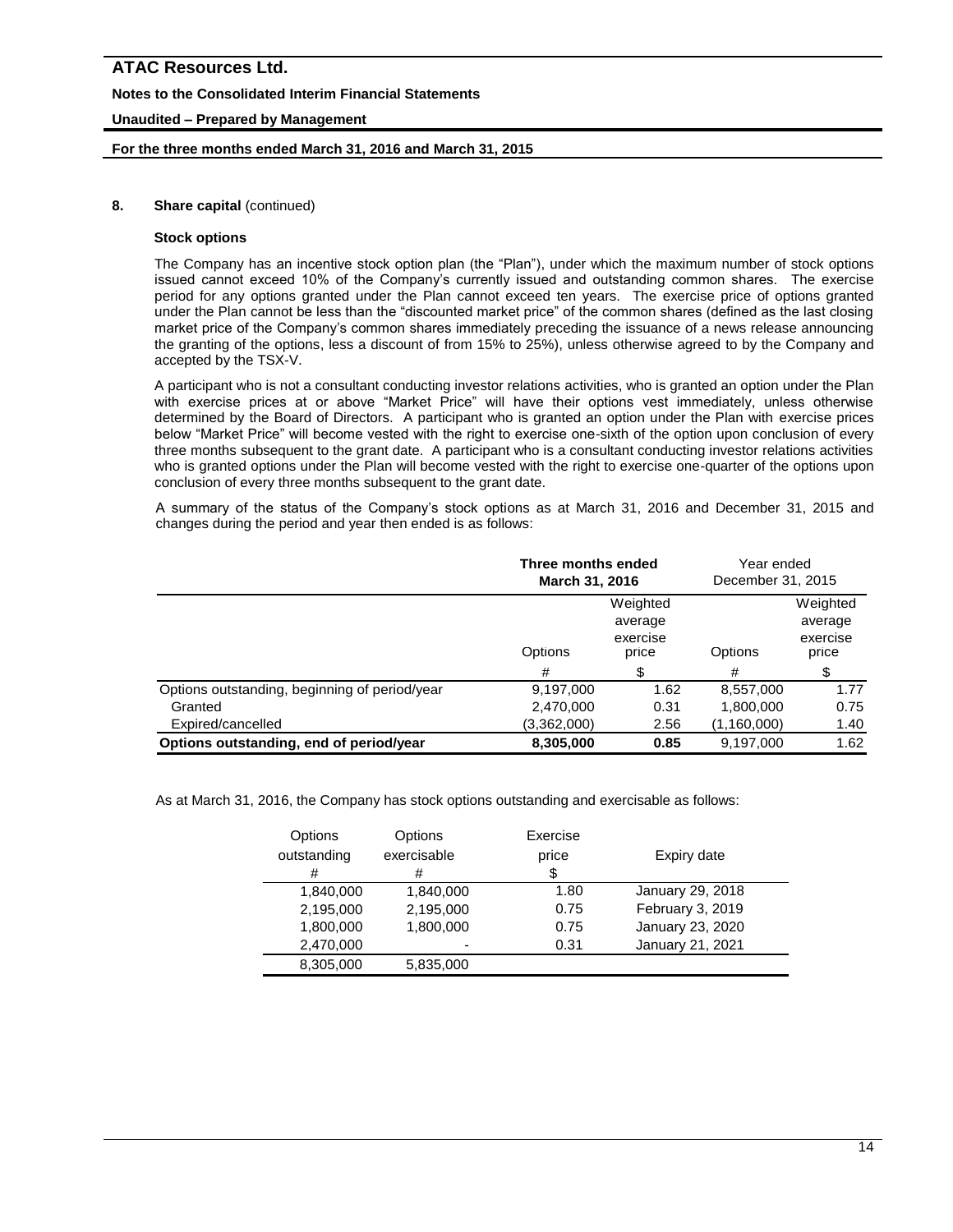## 8. Share capital (continued)

### Stock options

The Company has an incentive stock option plan (the "Plan"), under which the maximum number of stock options issued cannot exceed 10% of the Company's currently issued and outstanding common shares. The exercise period for any options granted under the Plan cannot exceed ten years. The exercise price of options granted under the Plan cannot be less than the "discounted market price" of the common shares (defined as the last closing market price of the Company's common shares immediately preceding the issuance of a news release announcing the granting of the options, less a discount of from 15% to 25%), unless otherwise agreed to by the Company and accepted by the TSX-V.

A participant who is not a consultant conducting investor relations activities, who is granted an option under the Plan with exercise prices at or above "Market Price" will have their options vest immediately, unless otherwise determined by the Board of Directors. A participant who is granted an option under the Plan with exercise prices below "Market Price" will become vested with the right to exercise one-sixth of the option upon conclusion of every three months subsequent to the grant date. A participant who is a consultant conducting investor relations activities who is granted options under the Plan will become vested with the right to exercise one-quarter of the options upon conclusion of every three months subsequent to the grant date.

A summary of the status of the Company's stock options as at March 31, 2016 and December 31, 2015 and changes during the period and year then ended is as follows:

| | **Three months ended March 31, 2016** | | Year ended December 31, 2015 | |
|---|---|---|---|---|
| | Options | Weighted average exercise price | Options | Weighted average exercise price |
| | # | $ | # | $ |
| Options outstanding, beginning of period/year | 9,197,000 | 1.62 | 8,557,000 | 1.77 |
| Granted | 2,470,000 | 0.31 | 1,800,000 | 0.75 |
| Expired/cancelled | (3,362,000) | 2.56 | (1,160,000) | 1.40 |
| **Options outstanding, end of period/year** | **8,305,000** | **0.85** | 9,197,000 | 1.62 |

As at March 31, 2016, the Company has stock options outstanding and exercisable as follows:

| Options outstanding | Options exercisable | Exercise price | Expiry date |
|---|---|---|---|
| # | # | $ | |
| 1,840,000 | 1,840,000 | 1.80 | January 29, 2018 |
| 2,195,000 | 2,195,000 | 0.75 | February 3, 2019 |
| 1,800,000 | 1,800,000 | 0.75 | January 23, 2020 |
| 2,470,000 | - | 0.31 | January 21, 2021 |
| 8,305,000 | 5,835,000 | | |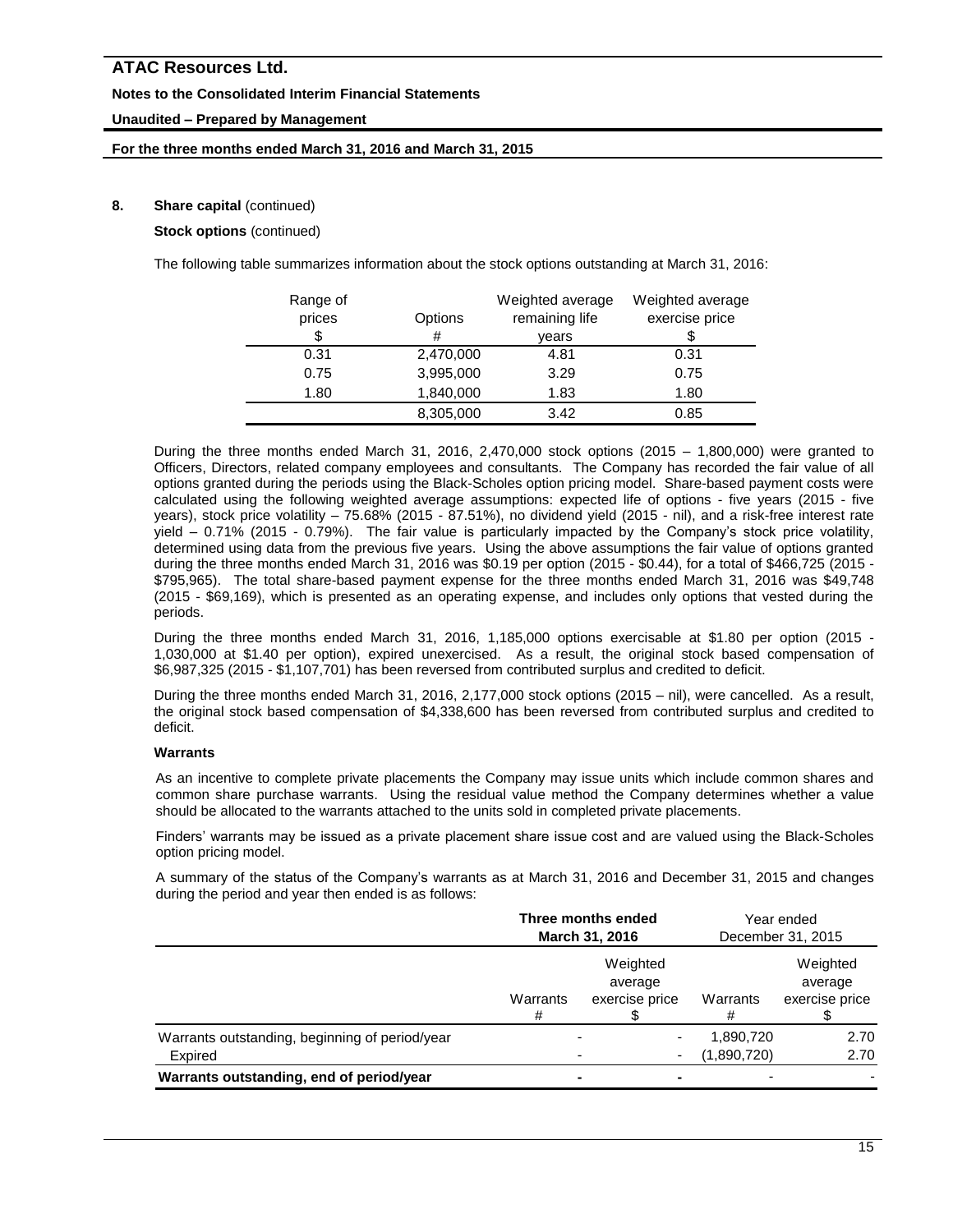## 8. Share capital (continued)

**Stock options** (continued)

The following table summarizes information about the stock options outstanding at March 31, 2016:

| Range of prices $ | Options # | Weighted average remaining life years | Weighted average exercise price $ |
|---|---|---|---|
| 0.31 | 2,470,000 | 4.81 | 0.31 |
| 0.75 | 3,995,000 | 3.29 | 0.75 |
| 1.80 | 1,840,000 | 1.83 | 1.80 |
| | 8,305,000 | 3.42 | 0.85 |

During the three months ended March 31, 2016, 2,470,000 stock options (2015 – 1,800,000) were granted to Officers, Directors, related company employees and consultants. The Company has recorded the fair value of all options granted during the periods using the Black-Scholes option pricing model. Share-based payment costs were calculated using the following weighted average assumptions: expected life of options - five years (2015 - five years), stock price volatility – 75.68% (2015 - 87.51%), no dividend yield (2015 - nil), and a risk-free interest rate yield – 0.71% (2015 - 0.79%). The fair value is particularly impacted by the Company's stock price volatility, determined using data from the previous five years. Using the above assumptions the fair value of options granted during the three months ended March 31, 2016 was $0.19 per option (2015 - $0.44), for a total of $466,725 (2015 - $795,965). The total share-based payment expense for the three months ended March 31, 2016 was $49,748 (2015 - $69,169), which is presented as an operating expense, and includes only options that vested during the periods.

During the three months ended March 31, 2016, 1,185,000 options exercisable at $1.80 per option (2015 - 1,030,000 at $1.40 per option), expired unexercised. As a result, the original stock based compensation of $6,987,325 (2015 - $1,107,701) has been reversed from contributed surplus and credited to deficit.

During the three months ended March 31, 2016, 2,177,000 stock options (2015 – nil), were cancelled. As a result, the original stock based compensation of $4,338,600 has been reversed from contributed surplus and credited to deficit.

**Warrants**

As an incentive to complete private placements the Company may issue units which include common shares and common share purchase warrants. Using the residual value method the Company determines whether a value should be allocated to the warrants attached to the units sold in completed private placements.

Finders' warrants may be issued as a private placement share issue cost and are valued using the Black-Scholes option pricing model.

A summary of the status of the Company's warrants as at March 31, 2016 and December 31, 2015 and changes during the period and year then ended is as follows:

| | **Three months ended March 31, 2016** | | Year ended December 31, 2015 | |
|---|---|---|---|---|
| | Warrants # | Weighted average exercise price $ | Warrants # | Weighted average exercise price $ |
| Warrants outstanding, beginning of period/year | - | - | 1,890,720 | 2.70 |
| Expired | - | - | (1,890,720) | 2.70 |
| **Warrants outstanding, end of period/year** | **-** | **-** | - | - |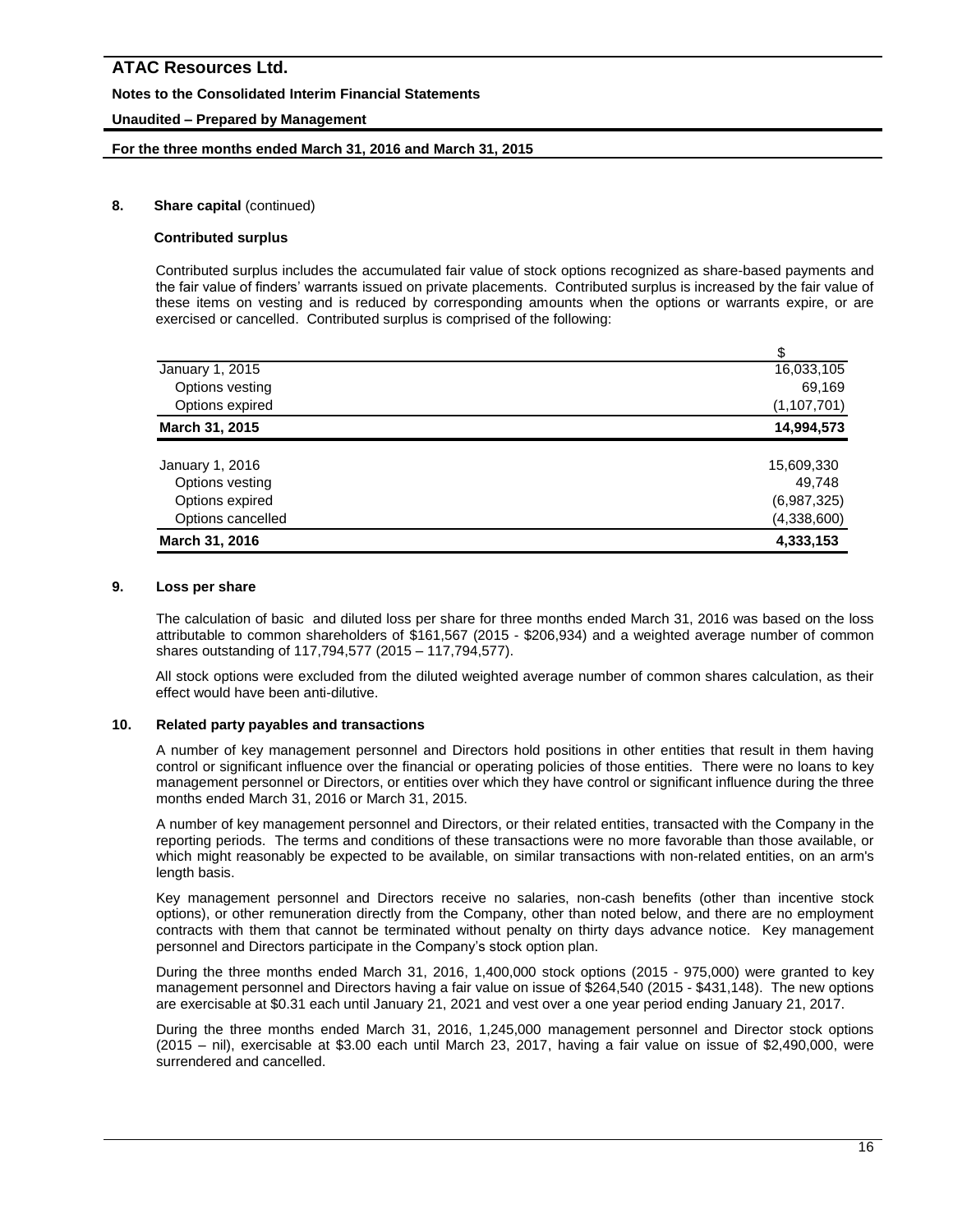## 8. Share capital (continued)

### Contributed surplus

Contributed surplus includes the accumulated fair value of stock options recognized as share-based payments and the fair value of finders' warrants issued on private placements. Contributed surplus is increased by the fair value of these items on vesting and is reduced by corresponding amounts when the options or warrants expire, or are exercised or cancelled. Contributed surplus is comprised of the following:

| | $ |
|---|---|
| January 1, 2015 | 16,033,105 |
| Options vesting | 69,169 |
| Options expired | (1,107,701) |
| **March 31, 2015** | **14,994,573** |
| | |
| January 1, 2016 | 15,609,330 |
| Options vesting | 49,748 |
| Options expired | (6,987,325) |
| Options cancelled | (4,338,600) |
| **March 31, 2016** | **4,333,153** |

## 9. Loss per share

The calculation of basic and diluted loss per share for three months ended March 31, 2016 was based on the loss attributable to common shareholders of $161,567 (2015 - $206,934) and a weighted average number of common shares outstanding of 117,794,577 (2015 – 117,794,577).

All stock options were excluded from the diluted weighted average number of common shares calculation, as their effect would have been anti-dilutive.

## 10. Related party payables and transactions

A number of key management personnel and Directors hold positions in other entities that result in them having control or significant influence over the financial or operating policies of those entities. There were no loans to key management personnel or Directors, or entities over which they have control or significant influence during the three months ended March 31, 2016 or March 31, 2015.

A number of key management personnel and Directors, or their related entities, transacted with the Company in the reporting periods. The terms and conditions of these transactions were no more favorable than those available, or which might reasonably be expected to be available, on similar transactions with non-related entities, on an arm's length basis.

Key management personnel and Directors receive no salaries, non-cash benefits (other than incentive stock options), or other remuneration directly from the Company, other than noted below, and there are no employment contracts with them that cannot be terminated without penalty on thirty days advance notice. Key management personnel and Directors participate in the Company's stock option plan.

During the three months ended March 31, 2016, 1,400,000 stock options (2015 - 975,000) were granted to key management personnel and Directors having a fair value on issue of $264,540 (2015 - $431,148). The new options are exercisable at $0.31 each until January 21, 2021 and vest over a one year period ending January 21, 2017.

During the three months ended March 31, 2016, 1,245,000 management personnel and Director stock options (2015 – nil), exercisable at $3.00 each until March 23, 2017, having a fair value on issue of $2,490,000, were surrendered and cancelled.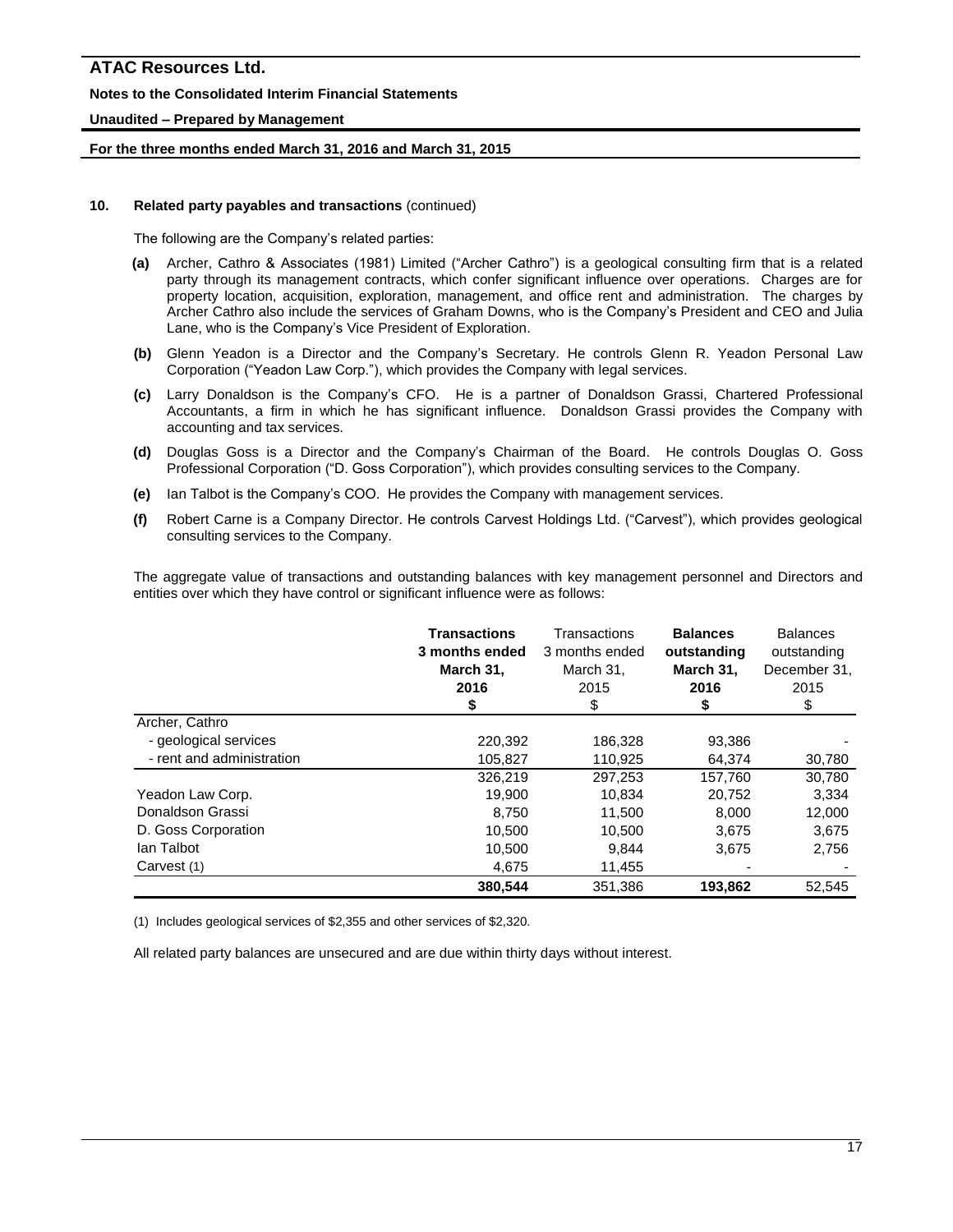**10. Related party payables and transactions** (continued)

The following are the Company's related parties:

**(a)** Archer, Cathro & Associates (1981) Limited ("Archer Cathro") is a geological consulting firm that is a related party through its management contracts, which confer significant influence over operations. Charges are for property location, acquisition, exploration, management, and office rent and administration. The charges by Archer Cathro also include the services of Graham Downs, who is the Company's President and CEO and Julia Lane, who is the Company's Vice President of Exploration.

**(b)** Glenn Yeadon is a Director and the Company's Secretary. He controls Glenn R. Yeadon Personal Law Corporation ("Yeadon Law Corp."), which provides the Company with legal services.

**(c)** Larry Donaldson is the Company's CFO. He is a partner of Donaldson Grassi, Chartered Professional Accountants, a firm in which he has significant influence. Donaldson Grassi provides the Company with accounting and tax services.

**(d)** Douglas Goss is a Director and the Company's Chairman of the Board. He controls Douglas O. Goss Professional Corporation ("D. Goss Corporation"), which provides consulting services to the Company.

**(e)** Ian Talbot is the Company's COO. He provides the Company with management services.

**(f)** Robert Carne is a Company Director. He controls Carvest Holdings Ltd. ("Carvest"), which provides geological consulting services to the Company.

The aggregate value of transactions and outstanding balances with key management personnel and Directors and entities over which they have control or significant influence were as follows:

| | **Transactions 3 months ended March 31, 2016 $** | Transactions 3 months ended March 31, 2015 $ | **Balances outstanding March 31, 2016 $** | Balances outstanding December 31, 2015 $ |
|---|---|---|---|---|
| Archer, Cathro | | | | |
| - geological services | 220,392 | 186,328 | 93,386 | - |
| - rent and administration | 105,827 | 110,925 | 64,374 | 30,780 |
| | 326,219 | 297,253 | 157,760 | 30,780 |
| Yeadon Law Corp. | 19,900 | 10,834 | 20,752 | 3,334 |
| Donaldson Grassi | 8,750 | 11,500 | 8,000 | 12,000 |
| D. Goss Corporation | 10,500 | 10,500 | 3,675 | 3,675 |
| Ian Talbot | 10,500 | 9,844 | 3,675 | 2,756 |
| Carvest (1) | 4,675 | 11,455 | - | - |
| | **380,544** | 351,386 | **193,862** | 52,545 |

(1) Includes geological services of $2,355 and other services of $2,320.

All related party balances are unsecured and are due within thirty days without interest.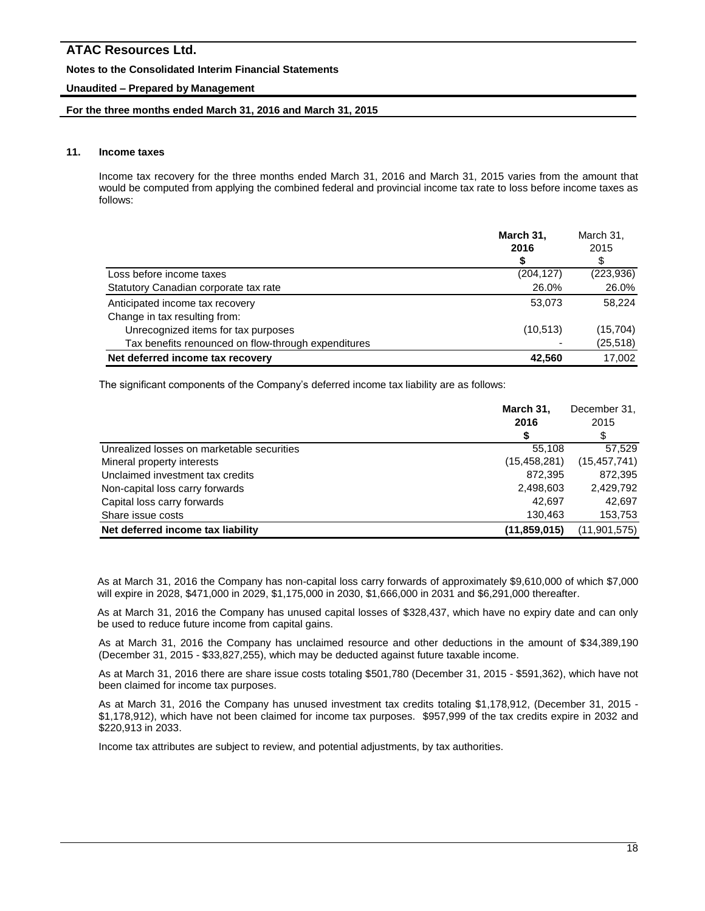## 11. Income taxes

Income tax recovery for the three months ended March 31, 2016 and March 31, 2015 varies from the amount that would be computed from applying the combined federal and provincial income tax rate to loss before income taxes as follows:

| | **March 31, 2016** | March 31, 2015 |
|---|---|---|
| | **$** | $ |
| Loss before income taxes | (204,127) | (223,936) |
| Statutory Canadian corporate tax rate | 26.0% | 26.0% |
| Anticipated income tax recovery | 53,073 | 58,224 |
| Change in tax resulting from: | | |
| Unrecognized items for tax purposes | (10,513) | (15,704) |
| Tax benefits renounced on flow-through expenditures | - | (25,518) |
| **Net deferred income tax recovery** | **42,560** | 17,002 |

The significant components of the Company's deferred income tax liability are as follows:

| | **March 31, 2016** | December 31, 2015 |
|---|---|---|
| | **$** | $ |
| Unrealized losses on marketable securities | 55,108 | 57,529 |
| Mineral property interests | (15,458,281) | (15,457,741) |
| Unclaimed investment tax credits | 872,395 | 872,395 |
| Non-capital loss carry forwards | 2,498,603 | 2,429,792 |
| Capital loss carry forwards | 42,697 | 42,697 |
| Share issue costs | 130,463 | 153,753 |
| **Net deferred income tax liability** | **(11,859,015)** | (11,901,575) |

As at March 31, 2016 the Company has non-capital loss carry forwards of approximately $9,610,000 of which $7,000 will expire in 2028, $471,000 in 2029, $1,175,000 in 2030, $1,666,000 in 2031 and $6,291,000 thereafter.

As at March 31, 2016 the Company has unused capital losses of $328,437, which have no expiry date and can only be used to reduce future income from capital gains.

As at March 31, 2016 the Company has unclaimed resource and other deductions in the amount of $34,389,190 (December 31, 2015 - $33,827,255), which may be deducted against future taxable income.

As at March 31, 2016 there are share issue costs totaling $501,780 (December 31, 2015 - $591,362), which have not been claimed for income tax purposes.

As at March 31, 2016 the Company has unused investment tax credits totaling $1,178,912, (December 31, 2015 - $1,178,912), which have not been claimed for income tax purposes. $957,999 of the tax credits expire in 2032 and $220,913 in 2033.

Income tax attributes are subject to review, and potential adjustments, by tax authorities.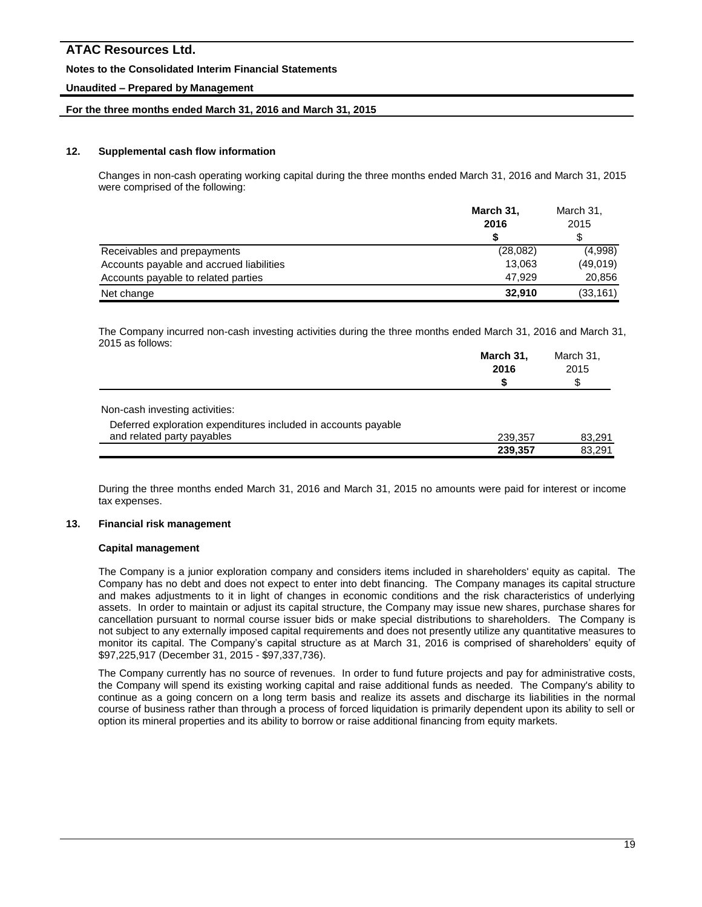## 12. Supplemental cash flow information

Changes in non-cash operating working capital during the three months ended March 31, 2016 and March 31, 2015 were comprised of the following:

| | **March 31, 2016** | March 31, 2015 |
|---|---|---|
| | **$** | $ |
| Receivables and prepayments | (28,082) | (4,998) |
| Accounts payable and accrued liabilities | 13,063 | (49,019) |
| Accounts payable to related parties | 47,929 | 20,856 |
| Net change | **32,910** | (33,161) |

The Company incurred non-cash investing activities during the three months ended March 31, 2016 and March 31, 2015 as follows:

| | **March 31, 2016** | March 31, 2015 |
|---|---|---|
| | **$** | $ |
| Non-cash investing activities: | | |
| Deferred exploration expenditures included in accounts payable and related party payables | 239,357 | 83,291 |
| | **239,357** | 83,291 |

During the three months ended March 31, 2016 and March 31, 2015 no amounts were paid for interest or income tax expenses.

## 13. Financial risk management

### Capital management

The Company is a junior exploration company and considers items included in shareholders' equity as capital. The Company has no debt and does not expect to enter into debt financing. The Company manages its capital structure and makes adjustments to it in light of changes in economic conditions and the risk characteristics of underlying assets. In order to maintain or adjust its capital structure, the Company may issue new shares, purchase shares for cancellation pursuant to normal course issuer bids or make special distributions to shareholders. The Company is not subject to any externally imposed capital requirements and does not presently utilize any quantitative measures to monitor its capital. The Company's capital structure as at March 31, 2016 is comprised of shareholders' equity of $97,225,917 (December 31, 2015 - $97,337,736).

The Company currently has no source of revenues. In order to fund future projects and pay for administrative costs, the Company will spend its existing working capital and raise additional funds as needed. The Company's ability to continue as a going concern on a long term basis and realize its assets and discharge its liabilities in the normal course of business rather than through a process of forced liquidation is primarily dependent upon its ability to sell or option its mineral properties and its ability to borrow or raise additional financing from equity markets.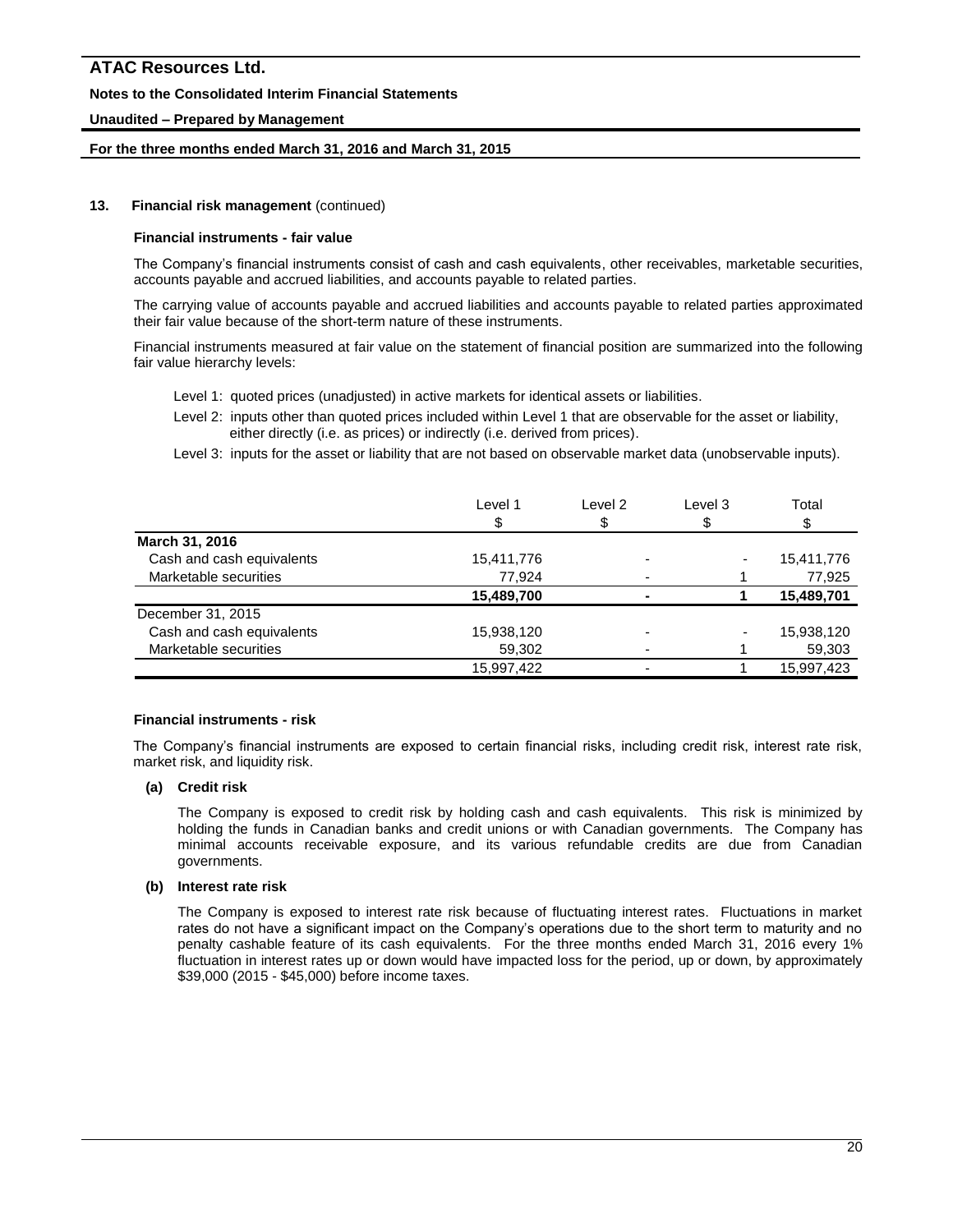### 13. Financial risk management (continued)

**Financial instruments - fair value**

The Company's financial instruments consist of cash and cash equivalents, other receivables, marketable securities, accounts payable and accrued liabilities, and accounts payable to related parties.

The carrying value of accounts payable and accrued liabilities and accounts payable to related parties approximated their fair value because of the short-term nature of these instruments.

Financial instruments measured at fair value on the statement of financial position are summarized into the following fair value hierarchy levels:

Level 1: quoted prices (unadjusted) in active markets for identical assets or liabilities.

Level 2: inputs other than quoted prices included within Level 1 that are observable for the asset or liability, either directly (i.e. as prices) or indirectly (i.e. derived from prices).

Level 3: inputs for the asset or liability that are not based on observable market data (unobservable inputs).

| | Level 1 | Level 2 | Level 3 | Total |
|---|---|---|---|---|
| | $ | $ | $ | $ |
| **March 31, 2016** | | | | |
| Cash and cash equivalents | 15,411,776 | - | - | 15,411,776 |
| Marketable securities | 77,924 | - | 1 | 77,925 |
| | **15,489,700** | **-** | **1** | **15,489,701** |
| December 31, 2015 | | | | |
| Cash and cash equivalents | 15,938,120 | - | - | 15,938,120 |
| Marketable securities | 59,302 | - | 1 | 59,303 |
| | 15,997,422 | - | 1 | 15,997,423 |

**Financial instruments - risk**

The Company's financial instruments are exposed to certain financial risks, including credit risk, interest rate risk, market risk, and liquidity risk.

**(a) Credit risk**

The Company is exposed to credit risk by holding cash and cash equivalents. This risk is minimized by holding the funds in Canadian banks and credit unions or with Canadian governments. The Company has minimal accounts receivable exposure, and its various refundable credits are due from Canadian governments.

**(b) Interest rate risk**

The Company is exposed to interest rate risk because of fluctuating interest rates. Fluctuations in market rates do not have a significant impact on the Company's operations due to the short term to maturity and no penalty cashable feature of its cash equivalents. For the three months ended March 31, 2016 every 1% fluctuation in interest rates up or down would have impacted loss for the period, up or down, by approximately $39,000 (2015 - $45,000) before income taxes.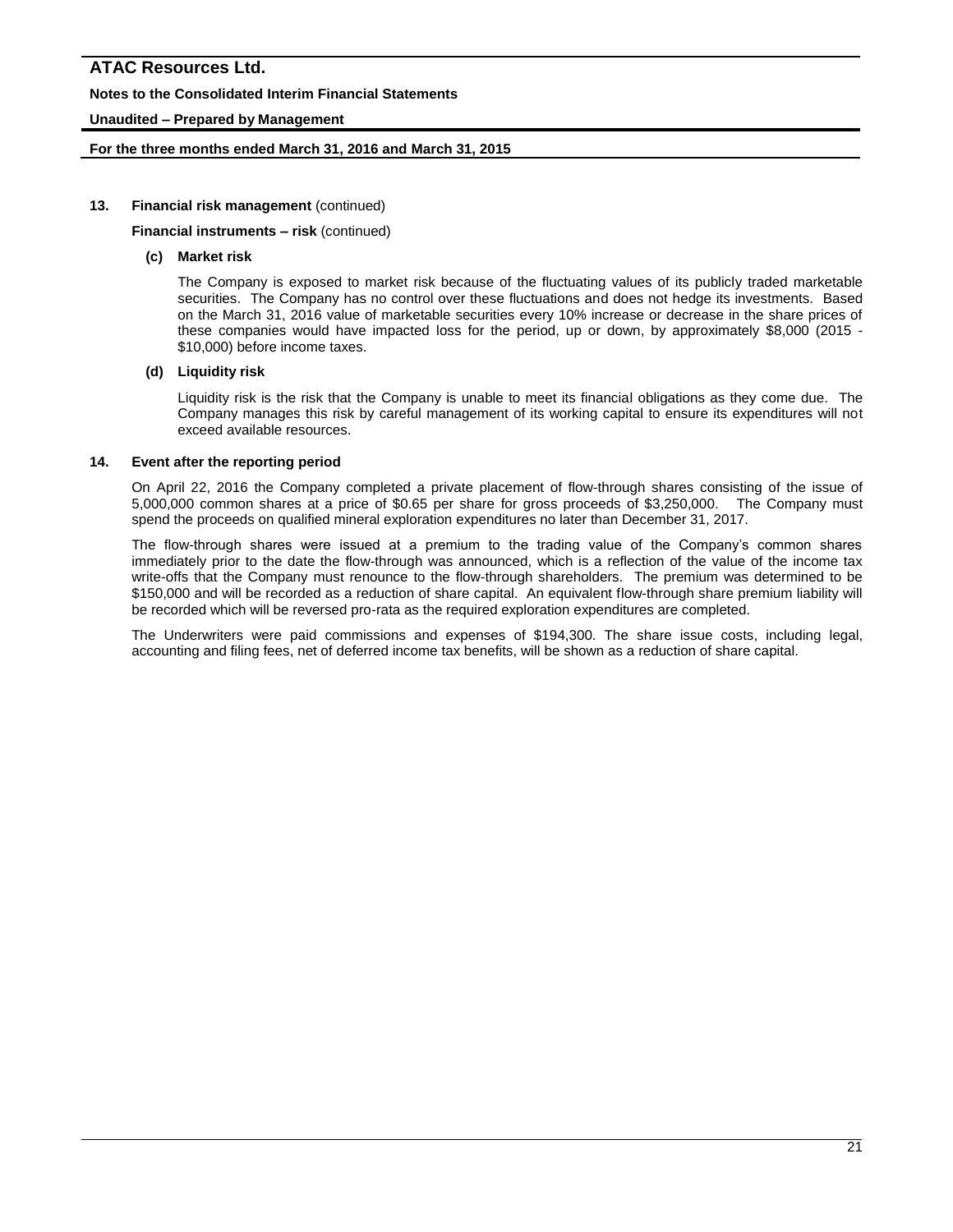## 13. Financial risk management (continued)

**Financial instruments – risk** (continued)

### (c) Market risk

The Company is exposed to market risk because of the fluctuating values of its publicly traded marketable securities. The Company has no control over these fluctuations and does not hedge its investments. Based on the March 31, 2016 value of marketable securities every 10% increase or decrease in the share prices of these companies would have impacted loss for the period, up or down, by approximately $8,000 (2015 - $10,000) before income taxes.

### (d) Liquidity risk

Liquidity risk is the risk that the Company is unable to meet its financial obligations as they come due. The Company manages this risk by careful management of its working capital to ensure its expenditures will not exceed available resources.

## 14. Event after the reporting period

On April 22, 2016 the Company completed a private placement of flow-through shares consisting of the issue of 5,000,000 common shares at a price of $0.65 per share for gross proceeds of $3,250,000. The Company must spend the proceeds on qualified mineral exploration expenditures no later than December 31, 2017.

The flow-through shares were issued at a premium to the trading value of the Company's common shares immediately prior to the date the flow-through was announced, which is a reflection of the value of the income tax write-offs that the Company must renounce to the flow-through shareholders. The premium was determined to be $150,000 and will be recorded as a reduction of share capital. An equivalent flow-through share premium liability will be recorded which will be reversed pro-rata as the required exploration expenditures are completed.

The Underwriters were paid commissions and expenses of $194,300. The share issue costs, including legal, accounting and filing fees, net of deferred income tax benefits, will be shown as a reduction of share capital.